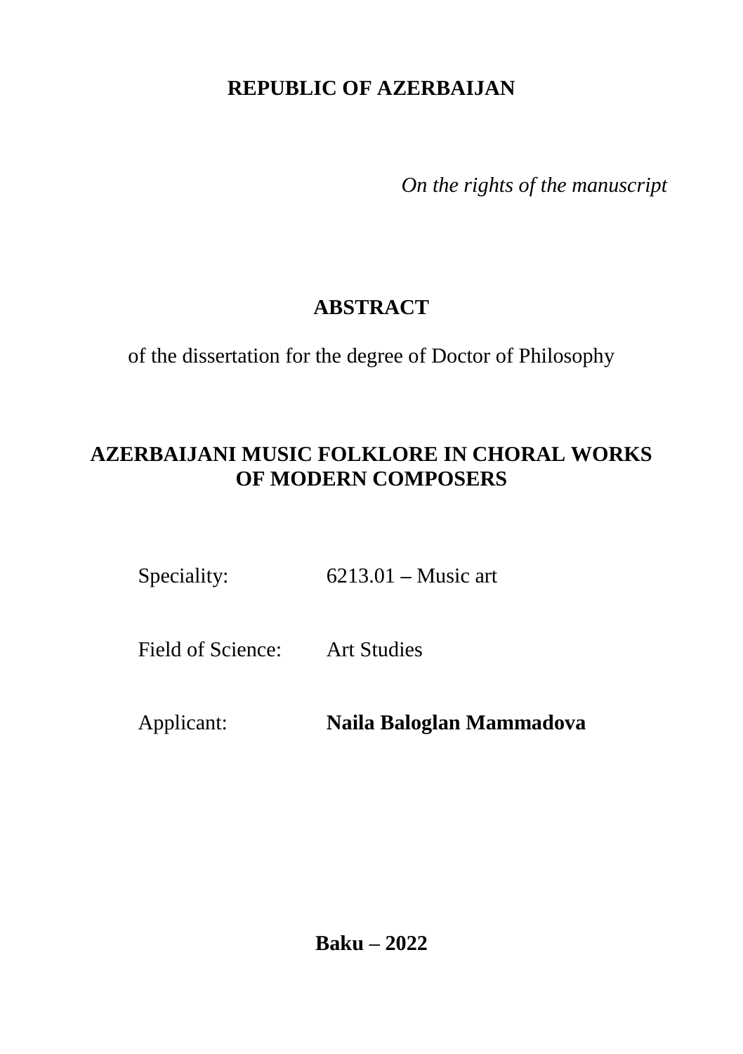**REPUBLIC OF AZERBAIJAN**

*On the rights of the manuscript*

# ABSTRACT

of the dissertation for the degree of Doctor of Philosophy

# AZERBAIJANI MUSIC FOLKLORE IN CHORAL WORKS OF MODERN COMPOSERS

| | |
|---|---|
| Speciality: | 6213.01 – Music art |
| Field of Science: | Art Studies |
| Applicant: | **Naila Baloglan Mammadova** |

**Baku – 2022**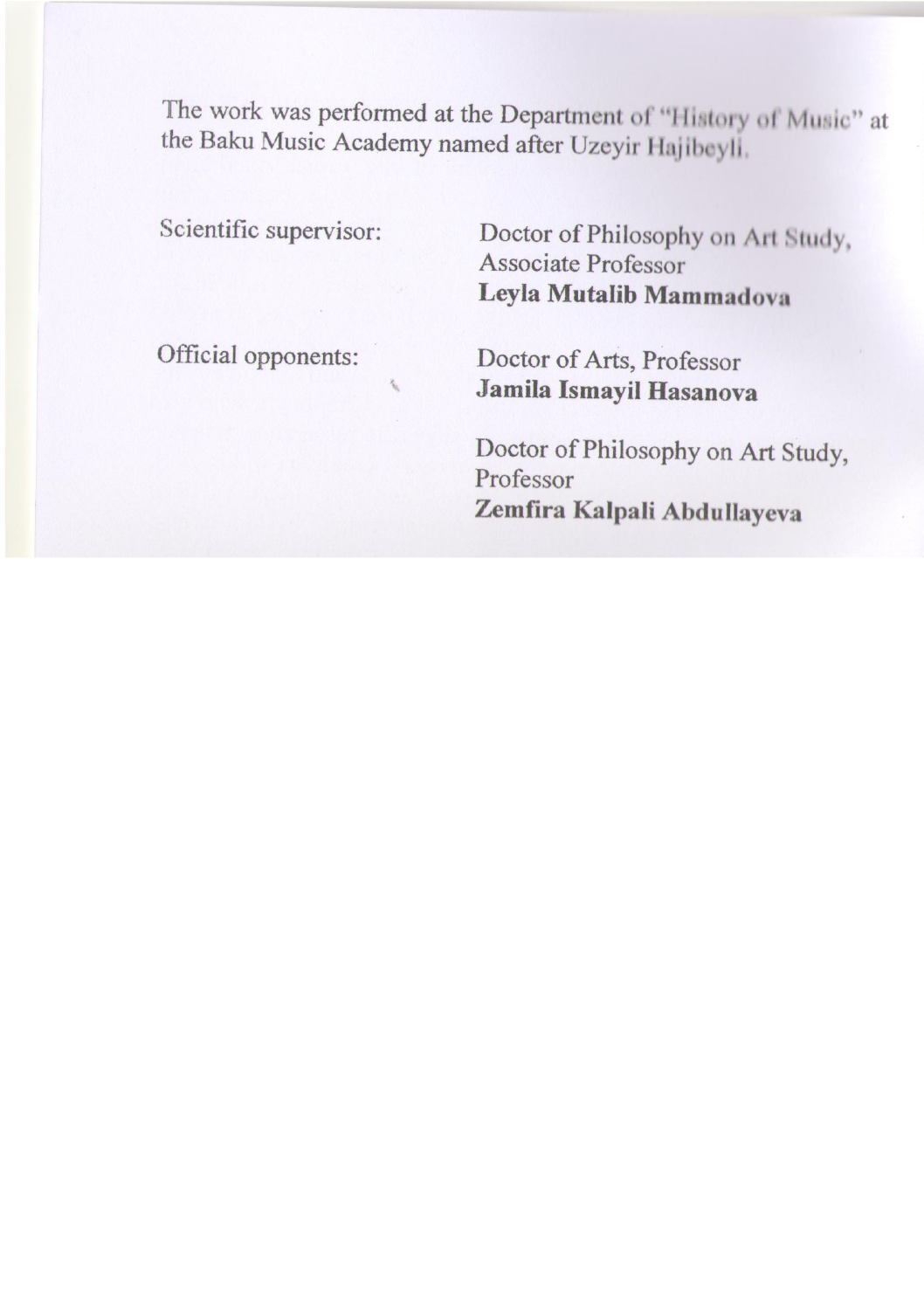The work was performed at the Department of "History of Music" at the Baku Music Academy named after Uzeyir Hajibeyli.

Scientific supervisor: Doctor of Philosophy on Art Study, Associate Professor
**Leyla Mutalib Mammadova**

Official opponents: Doctor of Arts, Professor
**Jamila Ismayil Hasanova**

Doctor of Philosophy on Art Study, Professor
**Zemfira Kalpali Abdullayeva**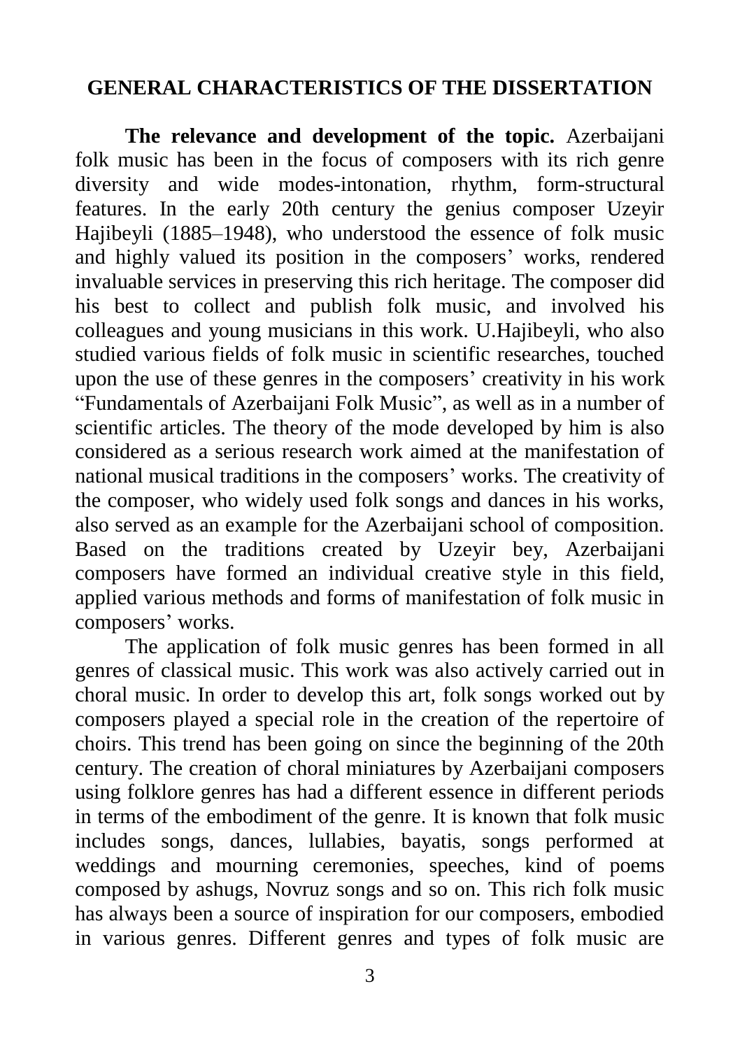## GENERAL CHARACTERISTICS OF THE DISSERTATION

**The relevance and development of the topic.** Azerbaijani folk music has been in the focus of composers with its rich genre diversity and wide modes-intonation, rhythm, form-structural features. In the early 20th century the genius composer Uzeyir Hajibeyli (1885–1948), who understood the essence of folk music and highly valued its position in the composers' works, rendered invaluable services in preserving this rich heritage. The composer did his best to collect and publish folk music, and involved his colleagues and young musicians in this work. U.Hajibeyli, who also studied various fields of folk music in scientific researches, touched upon the use of these genres in the composers' creativity in his work "Fundamentals of Azerbaijani Folk Music", as well as in a number of scientific articles. The theory of the mode developed by him is also considered as a serious research work aimed at the manifestation of national musical traditions in the composers' works. The creativity of the composer, who widely used folk songs and dances in his works, also served as an example for the Azerbaijani school of composition. Based on the traditions created by Uzeyir bey, Azerbaijani composers have formed an individual creative style in this field, applied various methods and forms of manifestation of folk music in composers' works.

The application of folk music genres has been formed in all genres of classical music. This work was also actively carried out in choral music. In order to develop this art, folk songs worked out by composers played a special role in the creation of the repertoire of choirs. This trend has been going on since the beginning of the 20th century. The creation of choral miniatures by Azerbaijani composers using folklore genres has had a different essence in different periods in terms of the embodiment of the genre. It is known that folk music includes songs, dances, lullabies, bayatis, songs performed at weddings and mourning ceremonies, speeches, kind of poems composed by ashugs, Novruz songs and so on. This rich folk music has always been a source of inspiration for our composers, embodied in various genres. Different genres and types of folk music are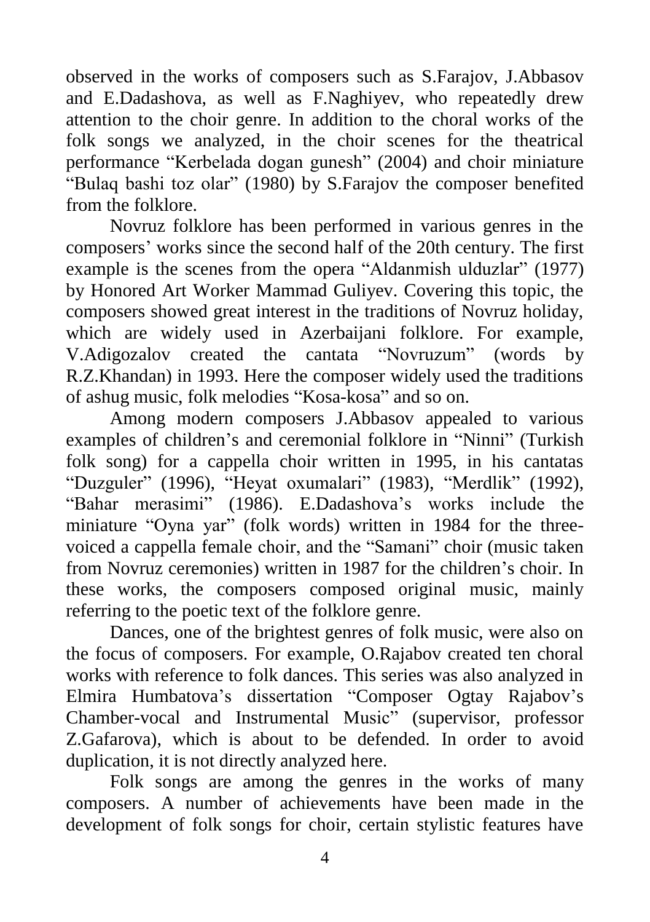observed in the works of composers such as S.Farajov, J.Abbasov and E.Dadashova, as well as F.Naghiyev, who repeatedly drew attention to the choir genre. In addition to the choral works of the folk songs we analyzed, in the choir scenes for the theatrical performance "Kerbelada dogan gunesh" (2004) and choir miniature "Bulaq bashi toz olar" (1980) by S.Farajov the composer benefited from the folklore.

Novruz folklore has been performed in various genres in the composers' works since the second half of the 20th century. The first example is the scenes from the opera "Aldanmish ulduzlar" (1977) by Honored Art Worker Mammad Guliyev. Covering this topic, the composers showed great interest in the traditions of Novruz holiday, which are widely used in Azerbaijani folklore. For example, V.Adigozalov created the cantata "Novruzum" (words by R.Z.Khandan) in 1993. Here the composer widely used the traditions of ashug music, folk melodies "Kosa-kosa" and so on.

Among modern composers J.Abbasov appealed to various examples of children's and ceremonial folklore in "Ninni" (Turkish folk song) for a cappella choir written in 1995, in his cantatas "Duzguler" (1996), "Heyat oxumalari" (1983), "Merdlik" (1992), "Bahar merasimi" (1986). E.Dadashova's works include the miniature "Oyna yar" (folk words) written in 1984 for the three-voiced a cappella female choir, and the "Samani" choir (music taken from Novruz ceremonies) written in 1987 for the children's choir. In these works, the composers composed original music, mainly referring to the poetic text of the folklore genre.

Dances, one of the brightest genres of folk music, were also on the focus of composers. For example, O.Rajabov created ten choral works with reference to folk dances. This series was also analyzed in Elmira Humbatova's dissertation "Composer Ogtay Rajabov's Chamber-vocal and Instrumental Music" (supervisor, professor Z.Gafarova), which is about to be defended. In order to avoid duplication, it is not directly analyzed here.

Folk songs are among the genres in the works of many composers. A number of achievements have been made in the development of folk songs for choir, certain stylistic features have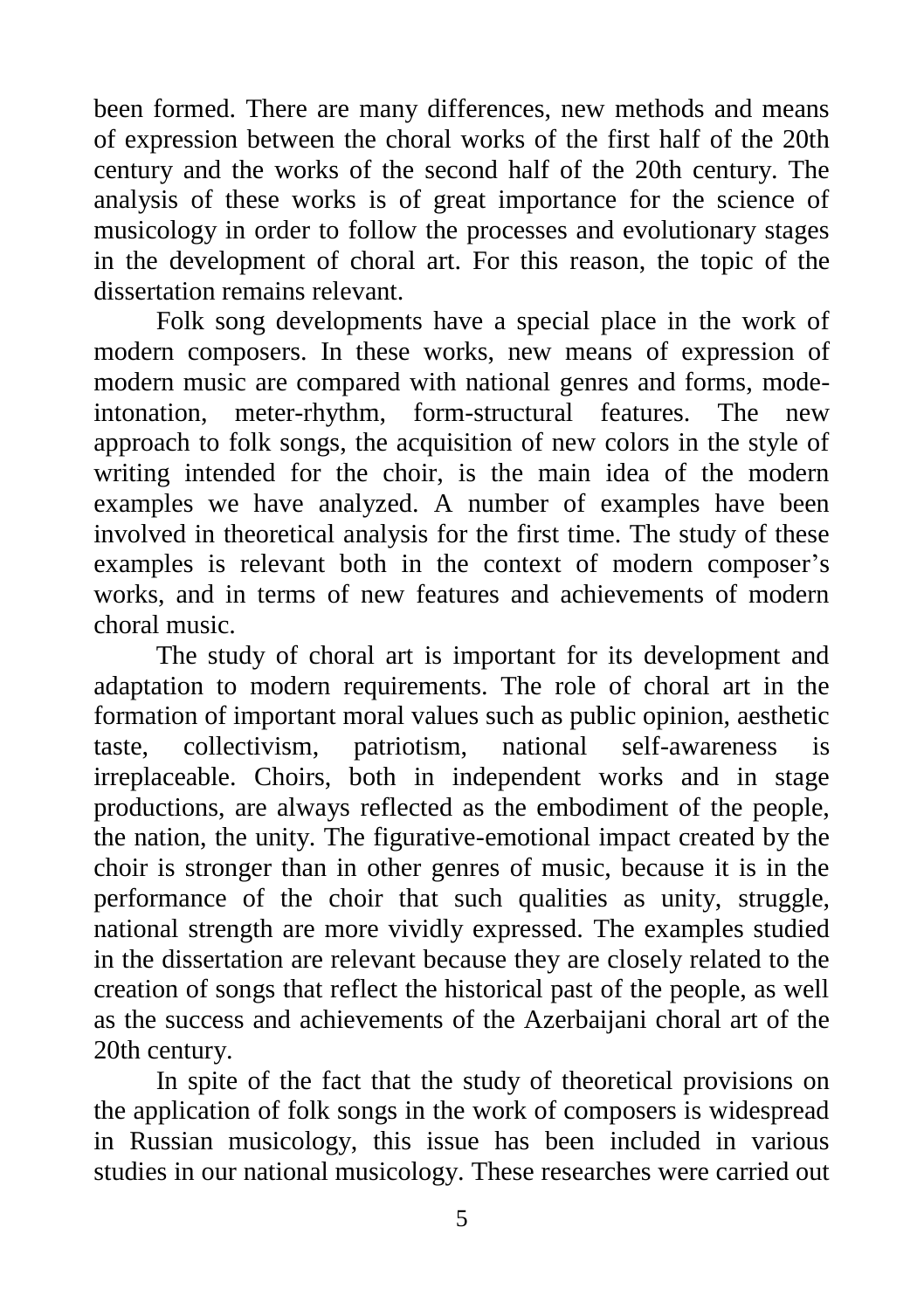been formed. There are many differences, new methods and means of expression between the choral works of the first half of the 20th century and the works of the second half of the 20th century. The analysis of these works is of great importance for the science of musicology in order to follow the processes and evolutionary stages in the development of choral art. For this reason, the topic of the dissertation remains relevant.

Folk song developments have a special place in the work of modern composers. In these works, new means of expression of modern music are compared with national genres and forms, mode-intonation, meter-rhythm, form-structural features. The new approach to folk songs, the acquisition of new colors in the style of writing intended for the choir, is the main idea of the modern examples we have analyzed. A number of examples have been involved in theoretical analysis for the first time. The study of these examples is relevant both in the context of modern composer's works, and in terms of new features and achievements of modern choral music.

The study of choral art is important for its development and adaptation to modern requirements. The role of choral art in the formation of important moral values such as public opinion, aesthetic taste, collectivism, patriotism, national self-awareness is irreplaceable. Choirs, both in independent works and in stage productions, are always reflected as the embodiment of the people, the nation, the unity. The figurative-emotional impact created by the choir is stronger than in other genres of music, because it is in the performance of the choir that such qualities as unity, struggle, national strength are more vividly expressed. The examples studied in the dissertation are relevant because they are closely related to the creation of songs that reflect the historical past of the people, as well as the success and achievements of the Azerbaijani choral art of the 20th century.

In spite of the fact that the study of theoretical provisions on the application of folk songs in the work of composers is widespread in Russian musicology, this issue has been included in various studies in our national musicology. These researches were carried out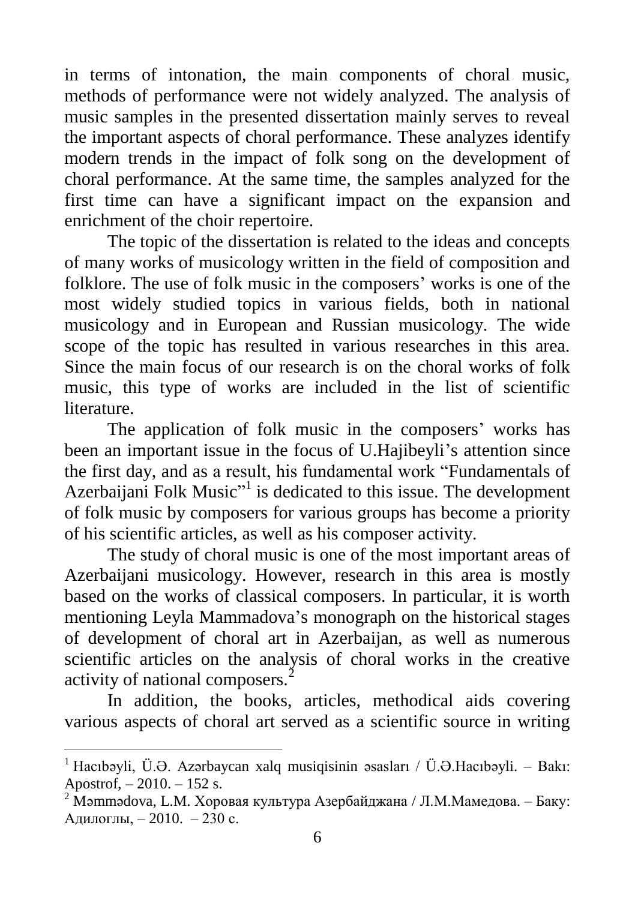in terms of intonation, the main components of choral music, methods of performance were not widely analyzed. The analysis of music samples in the presented dissertation mainly serves to reveal the important aspects of choral performance. These analyzes identify modern trends in the impact of folk song on the development of choral performance. At the same time, the samples analyzed for the first time can have a significant impact on the expansion and enrichment of the choir repertoire.

The topic of the dissertation is related to the ideas and concepts of many works of musicology written in the field of composition and folklore. The use of folk music in the composers' works is one of the most widely studied topics in various fields, both in national musicology and in European and Russian musicology. The wide scope of the topic has resulted in various researches in this area. Since the main focus of our research is on the choral works of folk music, this type of works are included in the list of scientific literature.

The application of folk music in the composers' works has been an important issue in the focus of U.Hajibeyli's attention since the first day, and as a result, his fundamental work "Fundamentals of Azerbaijani Folk Music"[1] is dedicated to this issue. The development of folk music by composers for various groups has become a priority of his scientific articles, as well as his composer activity.

The study of choral music is one of the most important areas of Azerbaijani musicology. However, research in this area is mostly based on the works of classical composers. In particular, it is worth mentioning Leyla Mammadova's monograph on the historical stages of development of choral art in Azerbaijan, as well as numerous scientific articles on the analysis of choral works in the creative activity of national composers.[2]

In addition, the books, articles, methodical aids covering various aspects of choral art served as a scientific source in writing

---

[1] Hacıbəyli, Ü.Ə. Azərbaycan xalq musiqisinin əsasları / Ü.Ə.Hacıbəyli. – Bakı: Apostrof, – 2010. – 152 s.

[2] Məmmədova, L.M. Хоровая культура Азербайджана / Л.М.Мамедова. – Баку: Адилоглы, – 2010. – 230 с.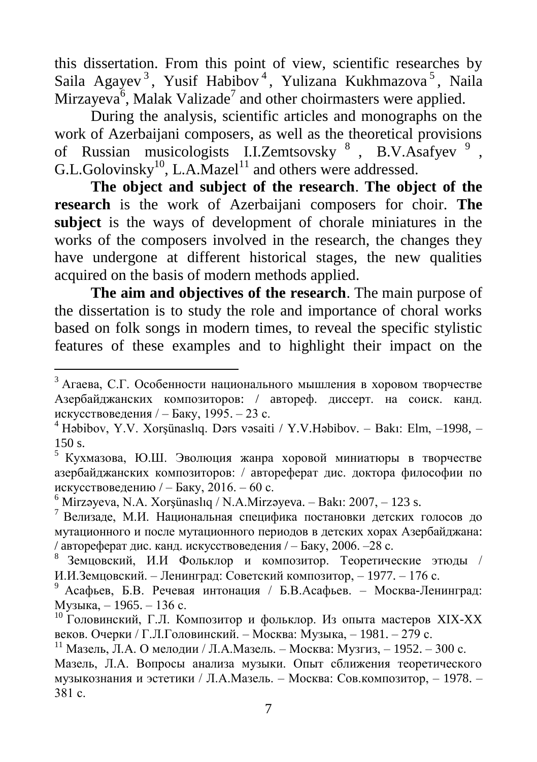this dissertation. From this point of view, scientific researches by Saila Agayev[3], Yusif Habibov[4], Yulizana Kukhmazova[5], Naila Mirzayeva[6], Malak Valizade[7] and other choirmasters were applied.

During the analysis, scientific articles and monographs on the work of Azerbaijani composers, as well as the theoretical provisions of Russian musicologists I.I.Zemtsovsky[8], B.V.Asafyev[9], G.L.Golovinsky[10], L.A.Mazel[11] and others were addressed.

**The object and subject of the research**. **The object of the research** is the work of Azerbaijani composers for choir. **The subject** is the ways of development of chorale miniatures in the works of the composers involved in the research, the changes they have undergone at different historical stages, the new qualities acquired on the basis of modern methods applied.

**The aim and objectives of the research**. The main purpose of the dissertation is to study the role and importance of choral works based on folk songs in modern times, to reveal the specific stylistic features of these examples and to highlight their impact on the

---

[3] Агаева, С.Г. Особенности национального мышления в хоровом творчестве Азербайджанских композиторов: / автореф. диссерт. на соиск. канд. искусствоведения / – Баку, 1995. – 23 с.

[4] Həbibov, Y.V. Xorşünaslıq. Dərs vəsaiti / Y.V.Həbibov. – Bakı: Elm, –1998, – 150 s.

[5] Кухмазова, Ю.Ш. Эволюция жанра хоровой миниатюры в творчестве азербайджанских композиторов: / автореферат дис. доктора философии по искусствоведению / – Баку, 2016. – 60 с.

[6] Mirzəyeva, N.A. Xorşünaslıq / N.A.Mirzəyeva. – Bakı: 2007, – 123 s.

[7] Велизаде, М.И. Национальная специфика постановки детских голосов до мутационного и после мутационного периодов в детских хорах Азербайджана: / автореферат дис. канд. искусствоведения / – Баку, 2006. –28 с.

[8] Земцовский, И.И Фольклор и композитор. Теоретические этюды / И.И.Земцовский. – Ленинград: Советский композитор, – 1977. – 176 с.

[9] Асафьев, Б.В. Речевая интонация / Б.В.Асафьев. – Москва-Ленинград: Музыка, – 1965. – 136 с.

[10] Головинский, Г.Л. Композитор и фольклор. Из опыта мастеров XIX-XX веков. Очерки / Г.Л.Головинский. – Москва: Музыка, – 1981. – 279 с.

[11] Мазель, Л.А. О мелодии / Л.А.Мазель. – Москва: Музгиз, – 1952. – 300 с.
Мазель, Л.А. Вопросы анализа музыки. Опыт сближения теоретического музыкознания и эстетики / Л.А.Мазель. – Москва: Сов.композитор, – 1978. – 381 с.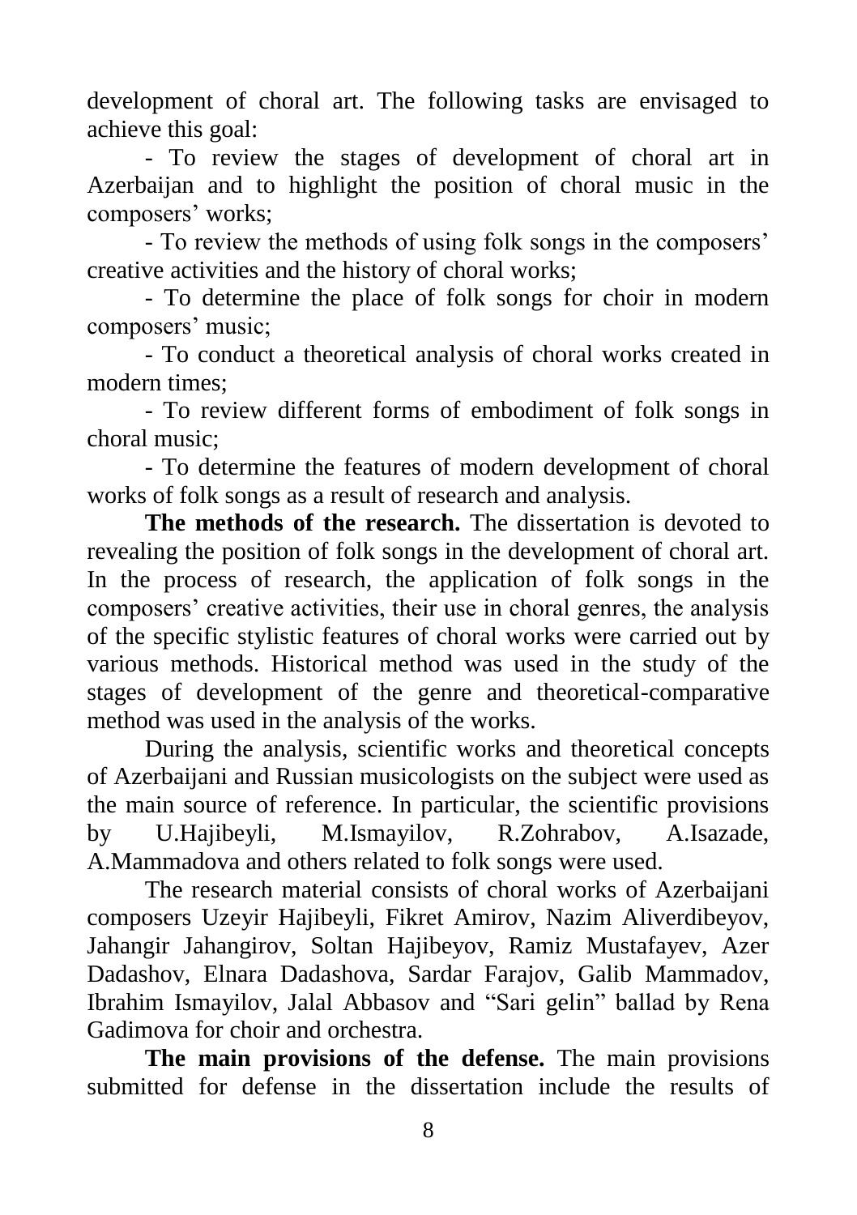development of choral art. The following tasks are envisaged to achieve this goal:

- To review the stages of development of choral art in Azerbaijan and to highlight the position of choral music in the composers' works;
- To review the methods of using folk songs in the composers' creative activities and the history of choral works;
- To determine the place of folk songs for choir in modern composers' music;
- To conduct a theoretical analysis of choral works created in modern times;
- To review different forms of embodiment of folk songs in choral music;
- To determine the features of modern development of choral works of folk songs as a result of research and analysis.

**The methods of the research.** The dissertation is devoted to revealing the position of folk songs in the development of choral art. In the process of research, the application of folk songs in the composers' creative activities, their use in choral genres, the analysis of the specific stylistic features of choral works were carried out by various methods. Historical method was used in the study of the stages of development of the genre and theoretical-comparative method was used in the analysis of the works.

During the analysis, scientific works and theoretical concepts of Azerbaijani and Russian musicologists on the subject were used as the main source of reference. In particular, the scientific provisions by U.Hajibeyli, M.Ismayilov, R.Zohrabov, A.Isazade, A.Mammadova and others related to folk songs were used.

The research material consists of choral works of Azerbaijani composers Uzeyir Hajibeyli, Fikret Amirov, Nazim Aliverdibeyov, Jahangir Jahangirov, Soltan Hajibeyov, Ramiz Mustafayev, Azer Dadashov, Elnara Dadashova, Sardar Farajov, Galib Mammadov, Ibrahim Ismayilov, Jalal Abbasov and "Sari gelin" ballad by Rena Gadimova for choir and orchestra.

**The main provisions of the defense.** The main provisions submitted for defense in the dissertation include the results of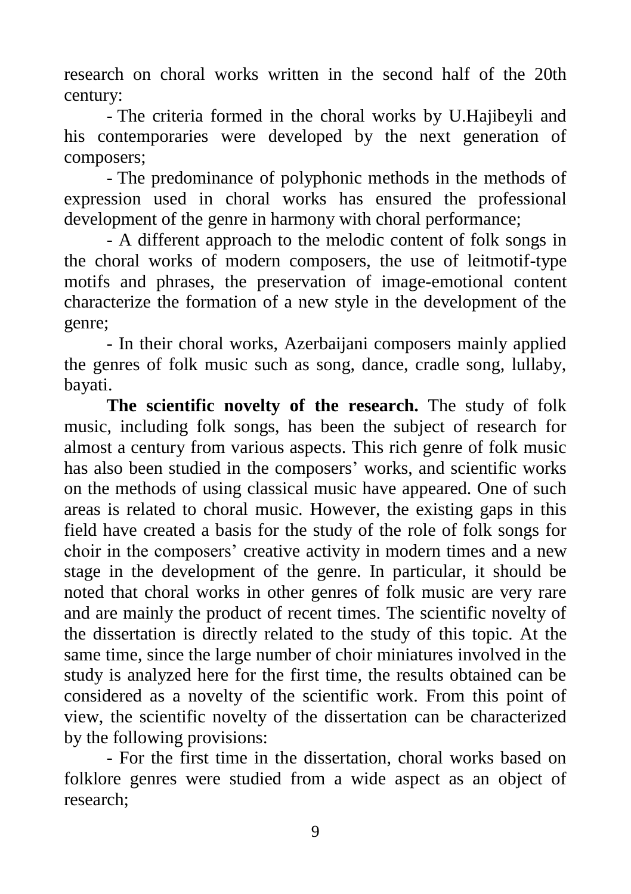research on choral works written in the second half of the 20th century:

- The criteria formed in the choral works by U.Hajibeyli and his contemporaries were developed by the next generation of composers;
- The predominance of polyphonic methods in the methods of expression used in choral works has ensured the professional development of the genre in harmony with choral performance;
- A different approach to the melodic content of folk songs in the choral works of modern composers, the use of leitmotif-type motifs and phrases, the preservation of image-emotional content characterize the formation of a new style in the development of the genre;
- In their choral works, Azerbaijani composers mainly applied the genres of folk music such as song, dance, cradle song, lullaby, bayati.

**The scientific novelty of the research.** The study of folk music, including folk songs, has been the subject of research for almost a century from various aspects. This rich genre of folk music has also been studied in the composers' works, and scientific works on the methods of using classical music have appeared. One of such areas is related to choral music. However, the existing gaps in this field have created a basis for the study of the role of folk songs for choir in the composers' creative activity in modern times and a new stage in the development of the genre. In particular, it should be noted that choral works in other genres of folk music are very rare and are mainly the product of recent times. The scientific novelty of the dissertation is directly related to the study of this topic. At the same time, since the large number of choir miniatures involved in the study is analyzed here for the first time, the results obtained can be considered as a novelty of the scientific work. From this point of view, the scientific novelty of the dissertation can be characterized by the following provisions:

- For the first time in the dissertation, choral works based on folklore genres were studied from a wide aspect as an object of research;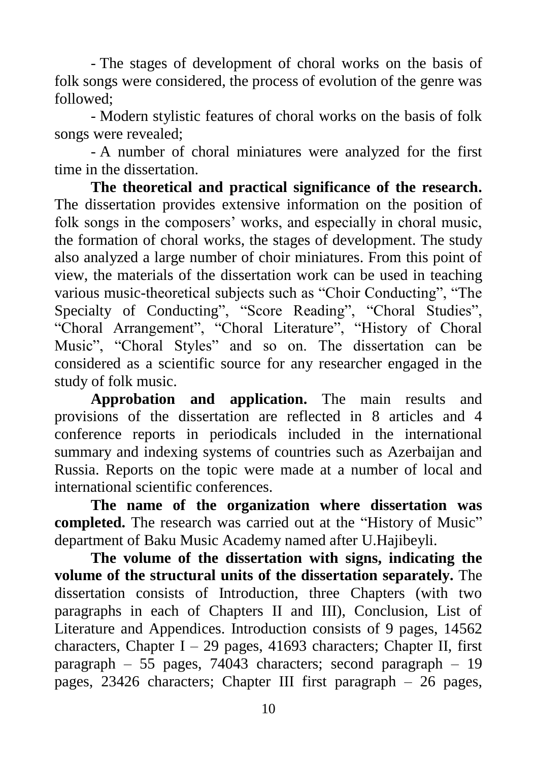- The stages of development of choral works on the basis of folk songs were considered, the process of evolution of the genre was followed;

- Modern stylistic features of choral works on the basis of folk songs were revealed;

- A number of choral miniatures were analyzed for the first time in the dissertation.

**The theoretical and practical significance of the research.** The dissertation provides extensive information on the position of folk songs in the composers' works, and especially in choral music, the formation of choral works, the stages of development. The study also analyzed a large number of choir miniatures. From this point of view, the materials of the dissertation work can be used in teaching various music-theoretical subjects such as "Choir Conducting", "The Specialty of Conducting", "Score Reading", "Choral Studies", "Choral Arrangement", "Choral Literature", "History of Choral Music", "Choral Styles" and so on. The dissertation can be considered as a scientific source for any researcher engaged in the study of folk music.

**Approbation and application.** The main results and provisions of the dissertation are reflected in 8 articles and 4 conference reports in periodicals included in the international summary and indexing systems of countries such as Azerbaijan and Russia. Reports on the topic were made at a number of local and international scientific conferences.

**The name of the organization where dissertation was completed.** The research was carried out at the "History of Music" department of Baku Music Academy named after U.Hajibeyli.

**The volume of the dissertation with signs, indicating the volume of the structural units of the dissertation separately.** The dissertation consists of Introduction, three Chapters (with two paragraphs in each of Chapters II and III), Conclusion, List of Literature and Appendices. Introduction consists of 9 pages, 14562 characters, Chapter I – 29 pages, 41693 characters; Chapter II, first paragraph – 55 pages, 74043 characters; second paragraph – 19 pages, 23426 characters; Chapter III first paragraph – 26 pages,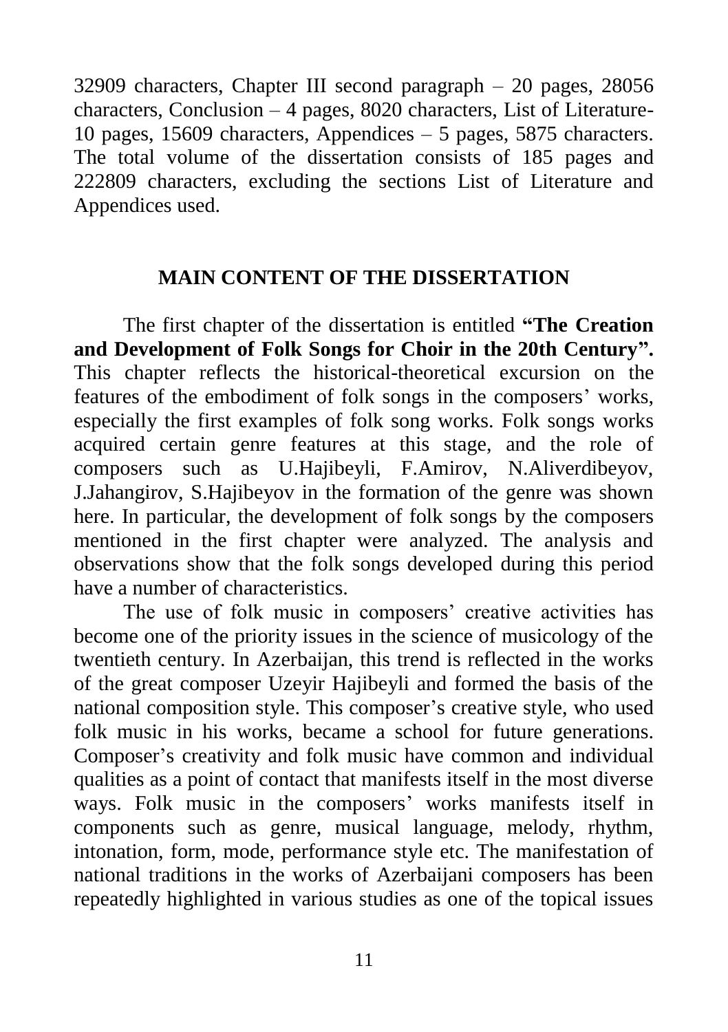32909 characters, Chapter III second paragraph – 20 pages, 28056 characters, Conclusion – 4 pages, 8020 characters, List of Literature-10 pages, 15609 characters, Appendices – 5 pages, 5875 characters. The total volume of the dissertation consists of 185 pages and 222809 characters, excluding the sections List of Literature and Appendices used.

## MAIN CONTENT OF THE DISSERTATION

The first chapter of the dissertation is entitled **"The Creation and Development of Folk Songs for Choir in the 20th Century".** This chapter reflects the historical-theoretical excursion on the features of the embodiment of folk songs in the composers' works, especially the first examples of folk song works. Folk songs works acquired certain genre features at this stage, and the role of composers such as U.Hajibeyli, F.Amirov, N.Aliverdibeyov, J.Jahangirov, S.Hajibeyov in the formation of the genre was shown here. In particular, the development of folk songs by the composers mentioned in the first chapter were analyzed. The analysis and observations show that the folk songs developed during this period have a number of characteristics.

The use of folk music in composers' creative activities has become one of the priority issues in the science of musicology of the twentieth century. In Azerbaijan, this trend is reflected in the works of the great composer Uzeyir Hajibeyli and formed the basis of the national composition style. This composer's creative style, who used folk music in his works, became a school for future generations. Composer's creativity and folk music have common and individual qualities as a point of contact that manifests itself in the most diverse ways. Folk music in the composers' works manifests itself in components such as genre, musical language, melody, rhythm, intonation, form, mode, performance style etc. The manifestation of national traditions in the works of Azerbaijani composers has been repeatedly highlighted in various studies as one of the topical issues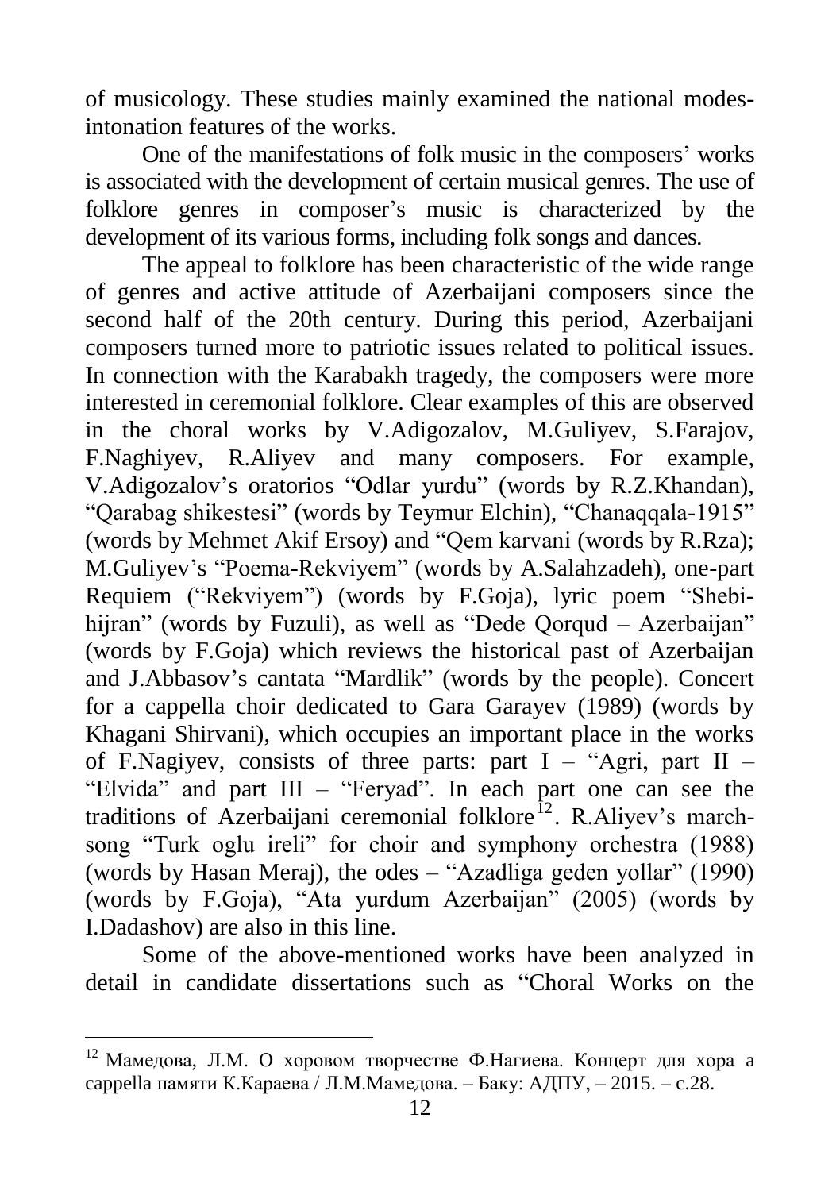of musicology. These studies mainly examined the national modes-intonation features of the works.

One of the manifestations of folk music in the composers' works is associated with the development of certain musical genres. The use of folklore genres in composer's music is characterized by the development of its various forms, including folk songs and dances.

The appeal to folklore has been characteristic of the wide range of genres and active attitude of Azerbaijani composers since the second half of the 20th century. During this period, Azerbaijani composers turned more to patriotic issues related to political issues. In connection with the Karabakh tragedy, the composers were more interested in ceremonial folklore. Clear examples of this are observed in the choral works by V.Adigozalov, M.Guliyev, S.Farajov, F.Naghiyev, R.Aliyev and many composers. For example, V.Adigozalov's oratorios "Odlar yurdu" (words by R.Z.Khandan), "Qarabag shikestesi" (words by Teymur Elchin), "Chanaqqala-1915" (words by Mehmet Akif Ersoy) and "Qem karvani (words by R.Rza); M.Guliyev's "Poema-Rekviyem" (words by A.Salahzadeh), one-part Requiem ("Rekviyem") (words by F.Goja), lyric poem "Shebi-hijran" (words by Fuzuli), as well as "Dede Qorqud – Azerbaijan" (words by F.Goja) which reviews the historical past of Azerbaijan and J.Abbasov's cantata "Mardlik" (words by the people). Concert for a cappella choir dedicated to Gara Garayev (1989) (words by Khagani Shirvani), which occupies an important place in the works of F.Nagiyev, consists of three parts: part I – "Agri, part II – "Elvida" and part III – "Feryad". In each part one can see the traditions of Azerbaijani ceremonial folklore[12]. R.Aliyev's march-song "Turk oglu ireli" for choir and symphony orchestra (1988) (words by Hasan Meraj), the odes – "Azadliga geden yollar" (1990) (words by F.Goja), "Ata yurdum Azerbaijan" (2005) (words by I.Dadashov) are also in this line.

Some of the above-mentioned works have been analyzed in detail in candidate dissertations such as "Choral Works on the

---

[12] Мамедова, Л.М. О хоровом творчестве Ф.Нагиева. Концерт для хора a cappella памяти К.Караева / Л.М.Мамедова. – Баку: АДПУ, – 2015. – с.28.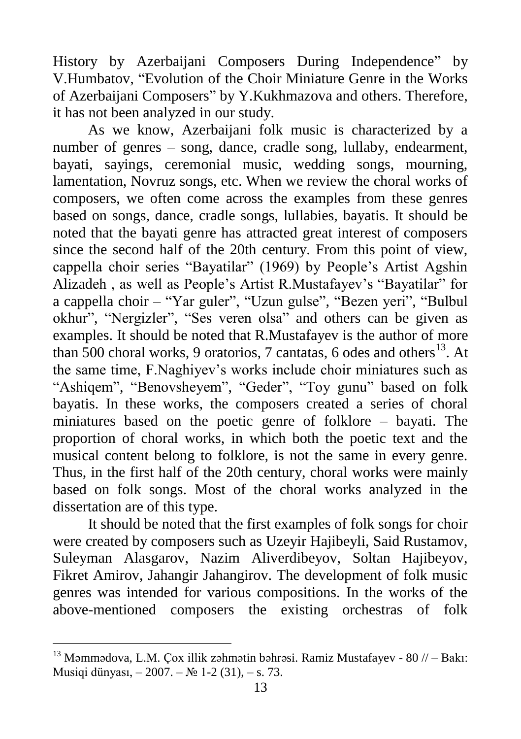History by Azerbaijani Composers During Independence" by V.Humbatov, "Evolution of the Choir Miniature Genre in the Works of Azerbaijani Composers" by Y.Kukhmazova and others. Therefore, it has not been analyzed in our study.

As we know, Azerbaijani folk music is characterized by a number of genres – song, dance, cradle song, lullaby, endearment, bayati, sayings, ceremonial music, wedding songs, mourning, lamentation, Novruz songs, etc. When we review the choral works of composers, we often come across the examples from these genres based on songs, dance, cradle songs, lullabies, bayatis. It should be noted that the bayati genre has attracted great interest of composers since the second half of the 20th century. From this point of view, cappella choir series "Bayatilar" (1969) by People's Artist Agshin Alizadeh , as well as People's Artist R.Mustafayev's "Bayatilar" for a cappella choir – "Yar guler", "Uzun gulse", "Bezen yeri", "Bulbul okhur", "Nergizler", "Ses veren olsa" and others can be given as examples. It should be noted that R.Mustafayev is the author of more than 500 choral works, 9 oratorios, 7 cantatas, 6 odes and others[13]. At the same time, F.Naghiyev's works include choir miniatures such as "Ashiqem", "Benovsheyem", "Geder", "Toy gunu" based on folk bayatis. In these works, the composers created a series of choral miniatures based on the poetic genre of folklore – bayati. The proportion of choral works, in which both the poetic text and the musical content belong to folklore, is not the same in every genre. Thus, in the first half of the 20th century, choral works were mainly based on folk songs. Most of the choral works analyzed in the dissertation are of this type.

It should be noted that the first examples of folk songs for choir were created by composers such as Uzeyir Hajibeyli, Said Rustamov, Suleyman Alasgarov, Nazim Aliverdibeyov, Soltan Hajibeyov, Fikret Amirov, Jahangir Jahangirov. The development of folk music genres was intended for various compositions. In the works of the above-mentioned composers the existing orchestras of folk

---

[13] Məmmədova, L.M. Çox illik zəhmətin bəhrəsi. Ramiz Mustafayev - 80 // – Bakı: Musiqi dünyası, – 2007. – № 1-2 (31), – s. 73.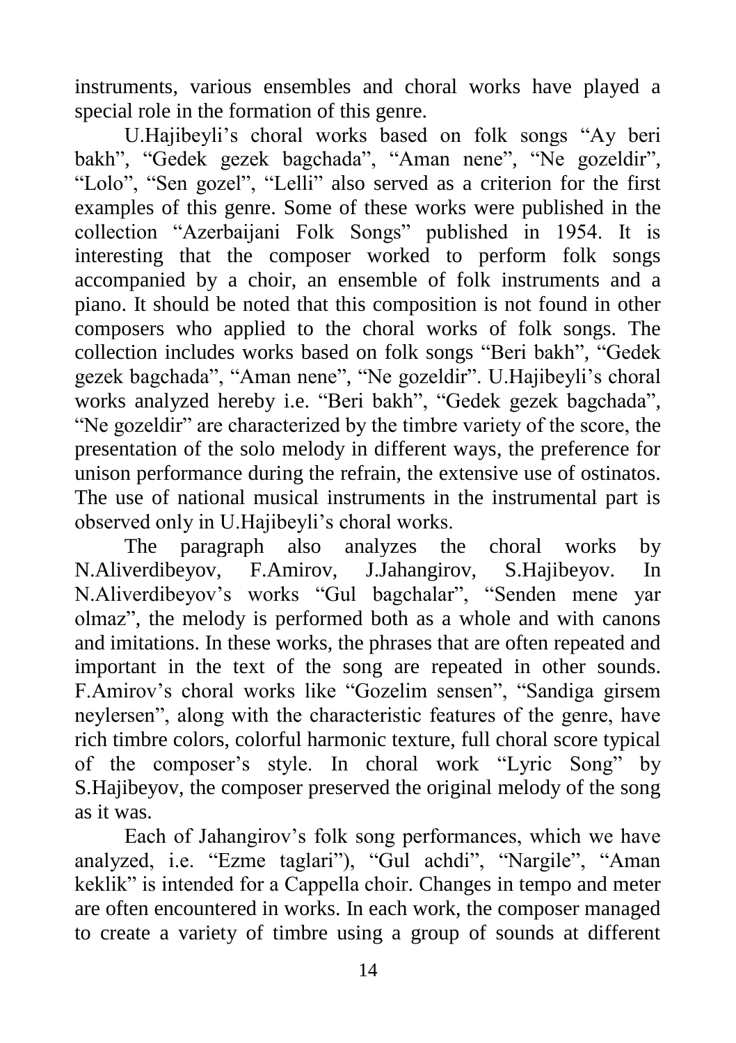instruments, various ensembles and choral works have played a special role in the formation of this genre.

U.Hajibeyli's choral works based on folk songs "Ay beri bakh", "Gedek gezek bagchada", "Aman nene", "Ne gozeldir", "Lolo", "Sen gozel", "Lelli" also served as a criterion for the first examples of this genre. Some of these works were published in the collection "Azerbaijani Folk Songs" published in 1954. It is interesting that the composer worked to perform folk songs accompanied by a choir, an ensemble of folk instruments and a piano. It should be noted that this composition is not found in other composers who applied to the choral works of folk songs. The collection includes works based on folk songs "Beri bakh", "Gedek gezek bagchada", "Aman nene", "Ne gozeldir". U.Hajibeyli's choral works analyzed hereby i.e. "Beri bakh", "Gedek gezek bagchada", "Ne gozeldir" are characterized by the timbre variety of the score, the presentation of the solo melody in different ways, the preference for unison performance during the refrain, the extensive use of ostinatos. The use of national musical instruments in the instrumental part is observed only in U.Hajibeyli's choral works.

The paragraph also analyzes the choral works by N.Aliverdibeyov, F.Amirov, J.Jahangirov, S.Hajibeyov. In N.Aliverdibeyov's works "Gul bagchalar", "Senden mene yar olmaz", the melody is performed both as a whole and with canons and imitations. In these works, the phrases that are often repeated and important in the text of the song are repeated in other sounds. F.Amirov's choral works like "Gozelim sensen", "Sandiga girsem neylersen", along with the characteristic features of the genre, have rich timbre colors, colorful harmonic texture, full choral score typical of the composer's style. In choral work "Lyric Song" by S.Hajibeyov, the composer preserved the original melody of the song as it was.

Each of Jahangirov's folk song performances, which we have analyzed, i.e. "Ezme taglari"), "Gul achdi", "Nargile", "Aman keklik" is intended for a Cappella choir. Changes in tempo and meter are often encountered in works. In each work, the composer managed to create a variety of timbre using a group of sounds at different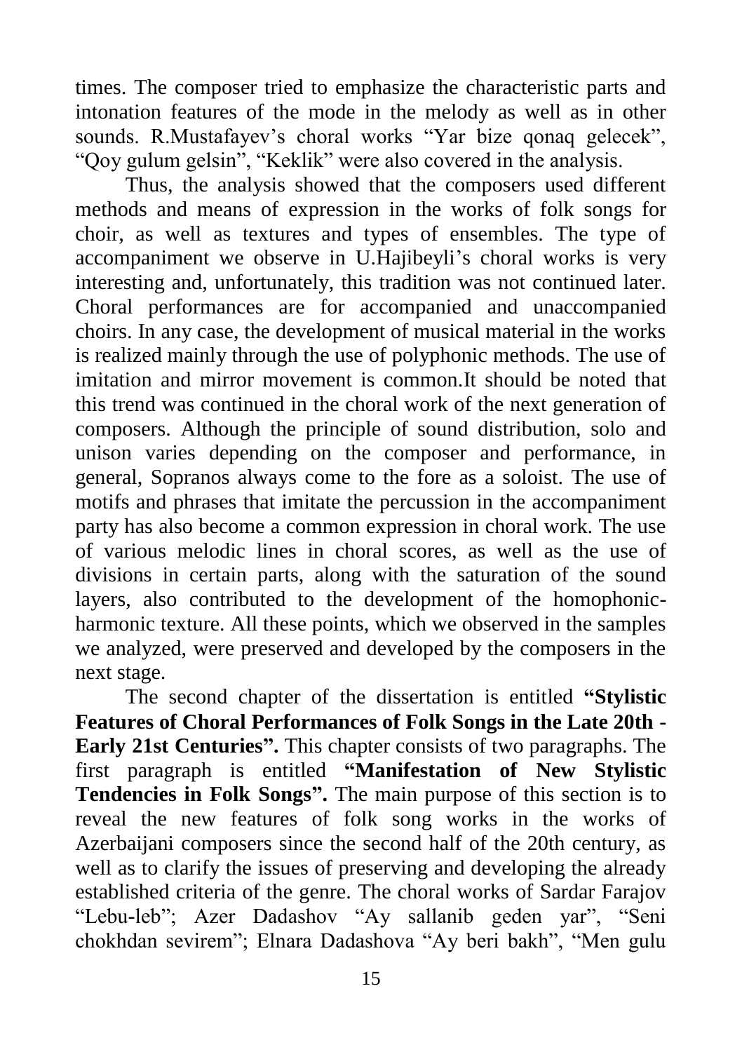times. The composer tried to emphasize the characteristic parts and intonation features of the mode in the melody as well as in other sounds. R.Mustafayev's choral works "Yar bize qonaq gelecek", "Qoy gulum gelsin", "Keklik" were also covered in the analysis.

Thus, the analysis showed that the composers used different methods and means of expression in the works of folk songs for choir, as well as textures and types of ensembles. The type of accompaniment we observe in U.Hajibeyli's choral works is very interesting and, unfortunately, this tradition was not continued later. Choral performances are for accompanied and unaccompanied choirs. In any case, the development of musical material in the works is realized mainly through the use of polyphonic methods. The use of imitation and mirror movement is common.It should be noted that this trend was continued in the choral work of the next generation of composers. Although the principle of sound distribution, solo and unison varies depending on the composer and performance, in general, Sopranos always come to the fore as a soloist. The use of motifs and phrases that imitate the percussion in the accompaniment party has also become a common expression in choral work. The use of various melodic lines in choral scores, as well as the use of divisions in certain parts, along with the saturation of the sound layers, also contributed to the development of the homophonic-harmonic texture. All these points, which we observed in the samples we analyzed, were preserved and developed by the composers in the next stage.

The second chapter of the dissertation is entitled **"Stylistic Features of Choral Performances of Folk Songs in the Late 20th - Early 21st Centuries".** This chapter consists of two paragraphs. The first paragraph is entitled **"Manifestation of New Stylistic Tendencies in Folk Songs".** The main purpose of this section is to reveal the new features of folk song works in the works of Azerbaijani composers since the second half of the 20th century, as well as to clarify the issues of preserving and developing the already established criteria of the genre. The choral works of Sardar Farajov "Lebu-leb"; Azer Dadashov "Ay sallanib geden yar", "Seni chokhdan sevirem"; Elnara Dadashova "Ay beri bakh", "Men gulu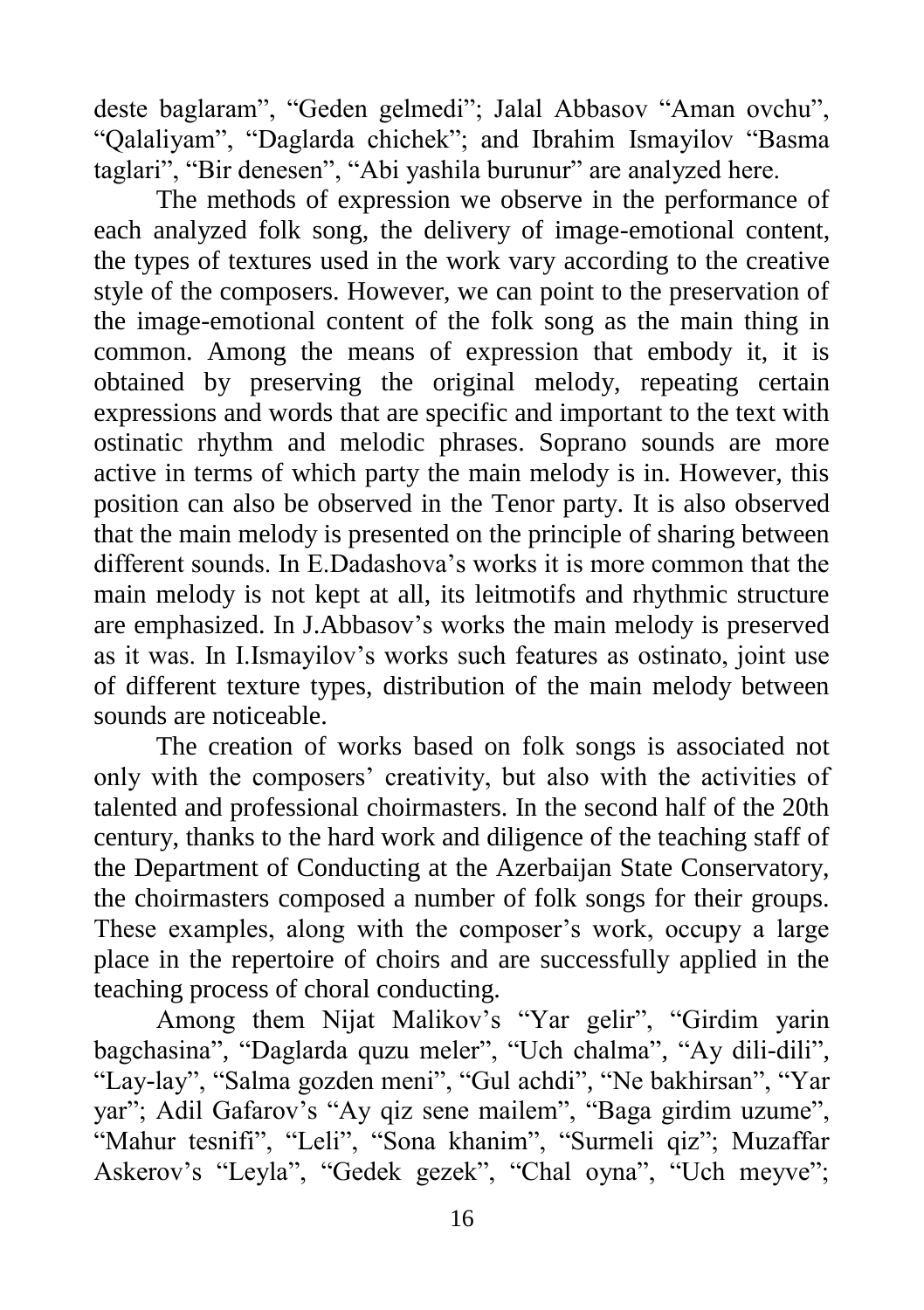deste baglaram", "Geden gelmedi"; Jalal Abbasov "Aman ovchu", "Qalaliyam", "Daglarda chichek"; and Ibrahim Ismayilov "Basma taglari", "Bir denesen", "Abi yashila burunur" are analyzed here.

The methods of expression we observe in the performance of each analyzed folk song, the delivery of image-emotional content, the types of textures used in the work vary according to the creative style of the composers. However, we can point to the preservation of the image-emotional content of the folk song as the main thing in common. Among the means of expression that embody it, it is obtained by preserving the original melody, repeating certain expressions and words that are specific and important to the text with ostinatic rhythm and melodic phrases. Soprano sounds are more active in terms of which party the main melody is in. However, this position can also be observed in the Tenor party. It is also observed that the main melody is presented on the principle of sharing between different sounds. In E.Dadashova's works it is more common that the main melody is not kept at all, its leitmotifs and rhythmic structure are emphasized. In J.Abbasov's works the main melody is preserved as it was. In I.Ismayilov's works such features as ostinato, joint use of different texture types, distribution of the main melody between sounds are noticeable.

The creation of works based on folk songs is associated not only with the composers' creativity, but also with the activities of talented and professional choirmasters. In the second half of the 20th century, thanks to the hard work and diligence of the teaching staff of the Department of Conducting at the Azerbaijan State Conservatory, the choirmasters composed a number of folk songs for their groups. These examples, along with the composer's work, occupy a large place in the repertoire of choirs and are successfully applied in the teaching process of choral conducting.

Among them Nijat Malikov's "Yar gelir", "Girdim yarin bagchasina", "Daglarda quzu meler", "Uch chalma", "Ay dili-dili", "Lay-lay", "Salma gozden meni", "Gul achdi", "Ne bakhirsan", "Yar yar"; Adil Gafarov's "Ay qiz sene mailem", "Baga girdim uzume", "Mahur tesnifi", "Leli", "Sona khanim", "Surmeli qiz"; Muzaffar Askerov's "Leyla", "Gedek gezek", "Chal oyna", "Uch meyve";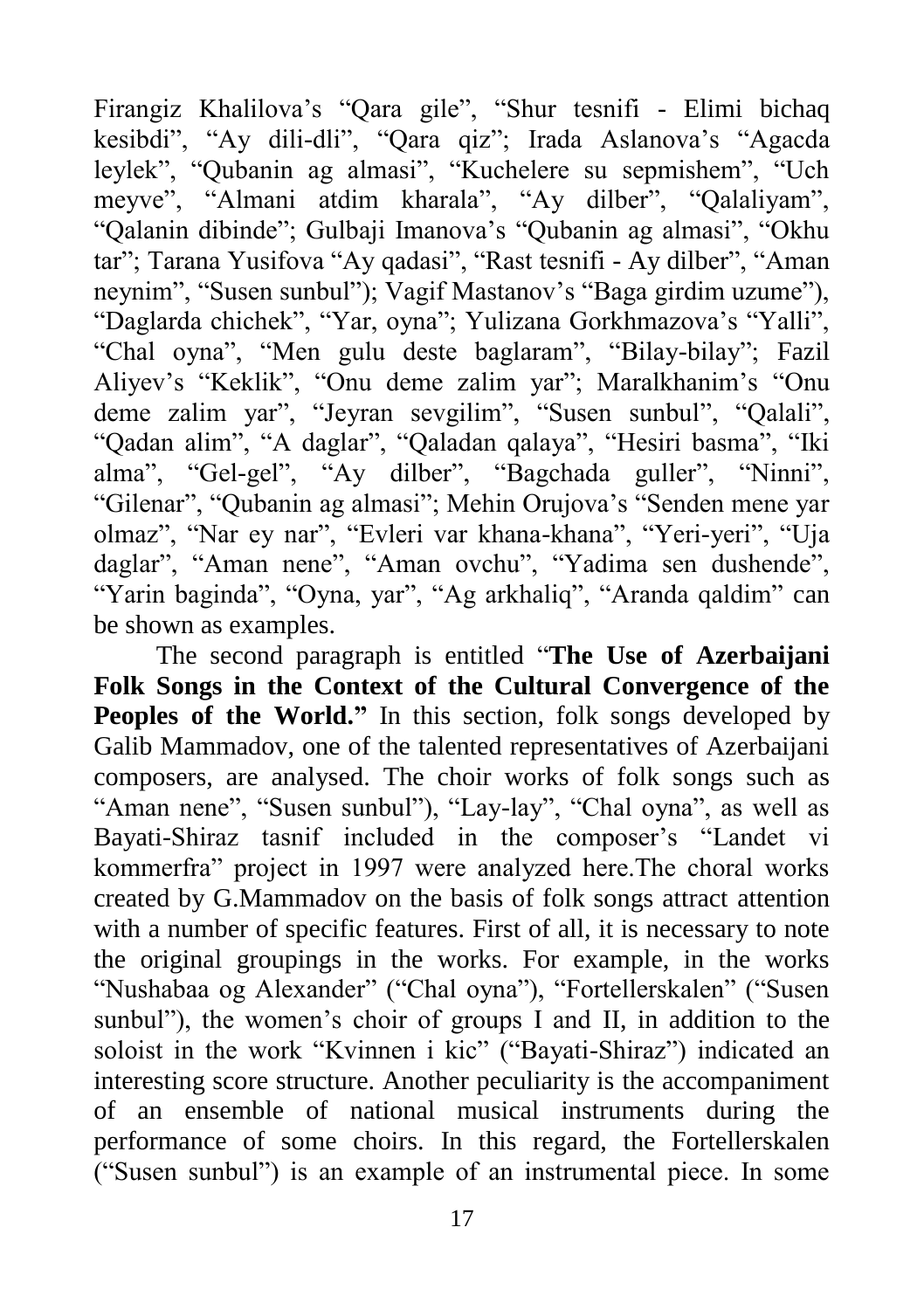Firangiz Khalilova's "Qara gile", "Shur tesnifi - Elimi bichaq kesibdi", "Ay dili-dli", "Qara qiz"; Irada Aslanova's "Agacda leylek", "Qubanin ag almasi", "Kuchelere su sepmishem", "Uch meyve", "Almani atdim kharala", "Ay dilber", "Qalaliyam", "Qalanin dibinde"; Gulbaji Imanova's "Qubanin ag almasi", "Okhu tar"; Tarana Yusifova "Ay qadasi", "Rast tesnifi - Ay dilber", "Aman neynim", "Susen sunbul"); Vagif Mastanov's "Baga girdim uzume"), "Daglarda chichek", "Yar, oyna"; Yulizana Gorkhmazova's "Yalli", "Chal oyna", "Men gulu deste baglaram", "Bilay-bilay"; Fazil Aliyev's "Keklik", "Onu deme zalim yar"; Maralkhanim's "Onu deme zalim yar", "Jeyran sevgilim", "Susen sunbul", "Qalali", "Qadan alim", "A daglar", "Qaladan qalaya", "Hesiri basma", "Iki alma", "Gel-gel", "Ay dilber", "Bagchada guller", "Ninni", "Gilenar", "Qubanin ag almasi"; Mehin Orujova's "Senden mene yar olmaz", "Nar ey nar", "Evleri var khana-khana", "Yeri-yeri", "Uja daglar", "Aman nene", "Aman ovchu", "Yadima sen dushende", "Yarin baginda", "Oyna, yar", "Ag arkhaliq", "Aranda qaldim" can be shown as examples.

The second paragraph is entitled "**The Use of Azerbaijani Folk Songs in the Context of the Cultural Convergence of the Peoples of the World.**" In this section, folk songs developed by Galib Mammadov, one of the talented representatives of Azerbaijani composers, are analysed. The choir works of folk songs such as "Aman nene", "Susen sunbul"), "Lay-lay", "Chal oyna", as well as Bayati-Shiraz tasnif included in the composer's "Landet vi kommerfra" project in 1997 were analyzed here.The choral works created by G.Mammadov on the basis of folk songs attract attention with a number of specific features. First of all, it is necessary to note the original groupings in the works. For example, in the works "Nushabaa og Alexander" ("Chal oyna"), "Fortellerskalen" ("Susen sunbul"), the women's choir of groups I and II, in addition to the soloist in the work "Kvinnen i kic" ("Bayati-Shiraz") indicated an interesting score structure. Another peculiarity is the accompaniment of an ensemble of national musical instruments during the performance of some choirs. In this regard, the Fortellerskalen ("Susen sunbul") is an example of an instrumental piece. In some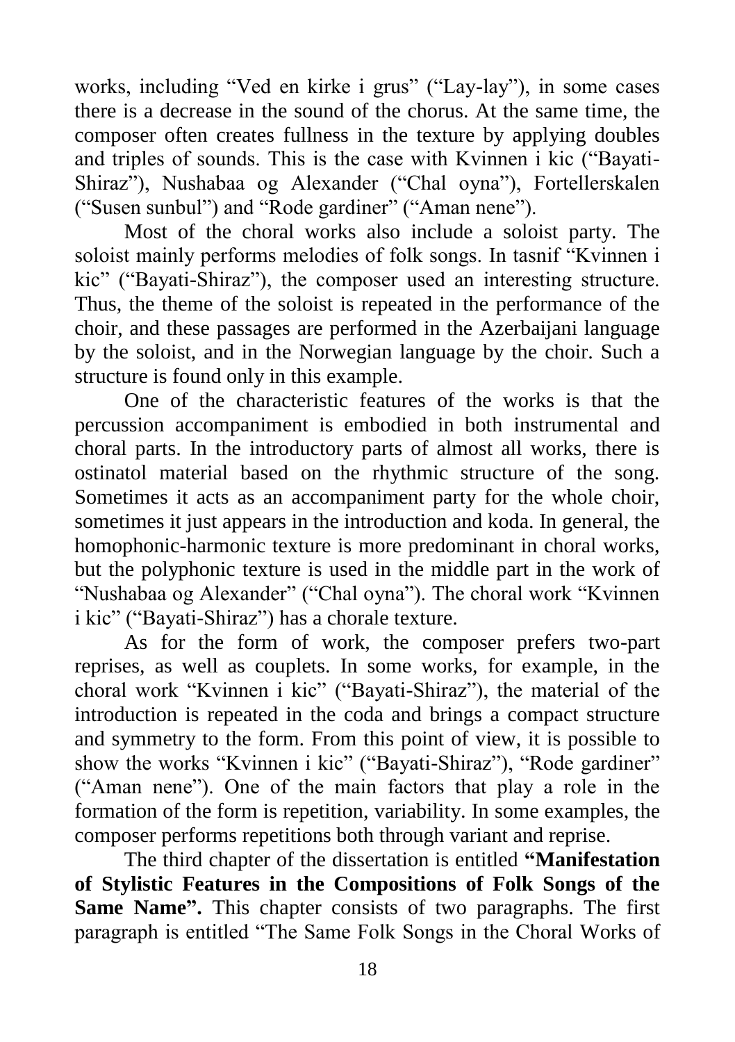works, including “Ved en kirke i grus” (“Lay-lay”), in some cases there is a decrease in the sound of the chorus. At the same time, the composer often creates fullness in the texture by applying doubles and triples of sounds. This is the case with Kvinnen i kic (“Bayati-Shiraz”), Nushabaa og Alexander (“Chal oyna”), Fortellerskalen (“Susen sunbul”) and “Rode gardiner” (“Aman nene”).

Most of the choral works also include a soloist party. The soloist mainly performs melodies of folk songs. In tasnif “Kvinnen i kic” (“Bayati-Shiraz”), the composer used an interesting structure. Thus, the theme of the soloist is repeated in the performance of the choir, and these passages are performed in the Azerbaijani language by the soloist, and in the Norwegian language by the choir. Such a structure is found only in this example.

One of the characteristic features of the works is that the percussion accompaniment is embodied in both instrumental and choral parts. In the introductory parts of almost all works, there is ostinatol material based on the rhythmic structure of the song. Sometimes it acts as an accompaniment party for the whole choir, sometimes it just appears in the introduction and koda. In general, the homophonic-harmonic texture is more predominant in choral works, but the polyphonic texture is used in the middle part in the work of “Nushabaa og Alexander” (“Chal oyna”). The choral work “Kvinnen i kic” (“Bayati-Shiraz”) has a chorale texture.

As for the form of work, the composer prefers two-part reprises, as well as couplets. In some works, for example, in the choral work “Kvinnen i kic” (“Bayati-Shiraz”), the material of the introduction is repeated in the coda and brings a compact structure and symmetry to the form. From this point of view, it is possible to show the works “Kvinnen i kic” (“Bayati-Shiraz”), “Rode gardiner” (“Aman nene”). One of the main factors that play a role in the formation of the form is repetition, variability. In some examples, the composer performs repetitions both through variant and reprise.

The third chapter of the dissertation is entitled **“Manifestation of Stylistic Features in the Compositions of Folk Songs of the Same Name”.** This chapter consists of two paragraphs. The first paragraph is entitled “The Same Folk Songs in the Choral Works of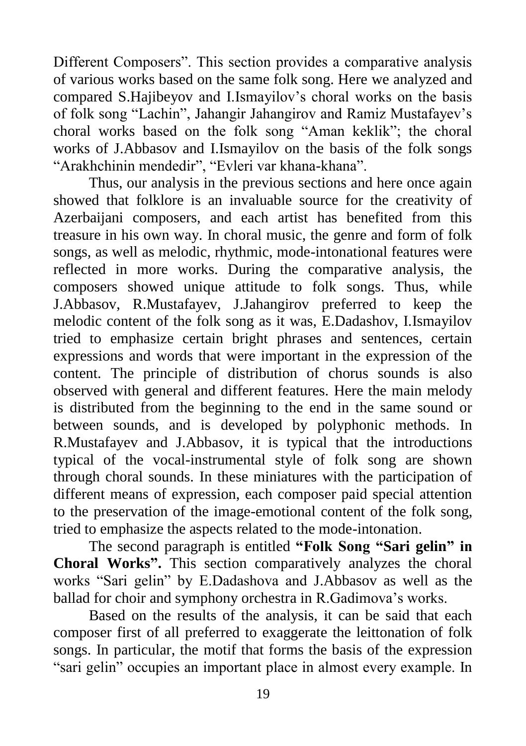Different Composers". This section provides a comparative analysis of various works based on the same folk song. Here we analyzed and compared S.Hajibeyov and I.Ismayilov's choral works on the basis of folk song "Lachin", Jahangir Jahangirov and Ramiz Mustafayev's choral works based on the folk song "Aman keklik"; the choral works of J.Abbasov and I.Ismayilov on the basis of the folk songs "Arakhchinin mendedir", "Evleri var khana-khana".

Thus, our analysis in the previous sections and here once again showed that folklore is an invaluable source for the creativity of Azerbaijani composers, and each artist has benefited from this treasure in his own way. In choral music, the genre and form of folk songs, as well as melodic, rhythmic, mode-intonational features were reflected in more works. During the comparative analysis, the composers showed unique attitude to folk songs. Thus, while J.Abbasov, R.Mustafayev, J.Jahangirov preferred to keep the melodic content of the folk song as it was, E.Dadashov, I.Ismayilov tried to emphasize certain bright phrases and sentences, certain expressions and words that were important in the expression of the content. The principle of distribution of chorus sounds is also observed with general and different features. Here the main melody is distributed from the beginning to the end in the same sound or between sounds, and is developed by polyphonic methods. In R.Mustafayev and J.Abbasov, it is typical that the introductions typical of the vocal-instrumental style of folk song are shown through choral sounds. In these miniatures with the participation of different means of expression, each composer paid special attention to the preservation of the image-emotional content of the folk song, tried to emphasize the aspects related to the mode-intonation.

The second paragraph is entitled **"Folk Song "Sari gelin" in Choral Works".** This section comparatively analyzes the choral works "Sari gelin" by E.Dadashova and J.Abbasov as well as the ballad for choir and symphony orchestra in R.Gadimova's works.

Based on the results of the analysis, it can be said that each composer first of all preferred to exaggerate the leittonation of folk songs. In particular, the motif that forms the basis of the expression "sari gelin" occupies an important place in almost every example. In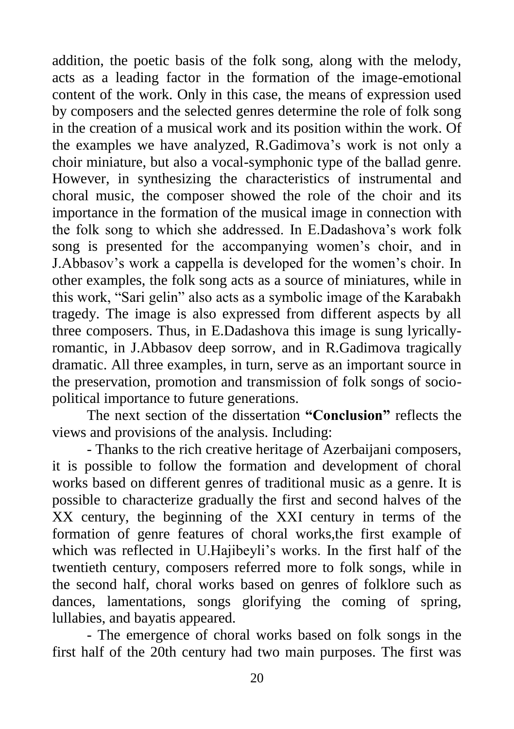addition, the poetic basis of the folk song, along with the melody, acts as a leading factor in the formation of the image-emotional content of the work. Only in this case, the means of expression used by composers and the selected genres determine the role of folk song in the creation of a musical work and its position within the work. Of the examples we have analyzed, R.Gadimova's work is not only a choir miniature, but also a vocal-symphonic type of the ballad genre. However, in synthesizing the characteristics of instrumental and choral music, the composer showed the role of the choir and its importance in the formation of the musical image in connection with the folk song to which she addressed. In E.Dadashova's work folk song is presented for the accompanying women's choir, and in J.Abbasov's work a cappella is developed for the women's choir. In other examples, the folk song acts as a source of miniatures, while in this work, "Sari gelin" also acts as a symbolic image of the Karabakh tragedy. The image is also expressed from different aspects by all three composers. Thus, in E.Dadashova this image is sung lyrically-romantic, in J.Abbasov deep sorrow, and in R.Gadimova tragically dramatic. All three examples, in turn, serve as an important source in the preservation, promotion and transmission of folk songs of socio-political importance to future generations.

The next section of the dissertation **"Conclusion"** reflects the views and provisions of the analysis. Including:

- Thanks to the rich creative heritage of Azerbaijani composers, it is possible to follow the formation and development of choral works based on different genres of traditional music as a genre. It is possible to characterize gradually the first and second halves of the XX century, the beginning of the XXI century in terms of the formation of genre features of choral works,the first example of which was reflected in U.Hajibeyli's works. In the first half of the twentieth century, composers referred more to folk songs, while in the second half, choral works based on genres of folklore such as dances, lamentations, songs glorifying the coming of spring, lullabies, and bayatis appeared.

- The emergence of choral works based on folk songs in the first half of the 20th century had two main purposes. The first was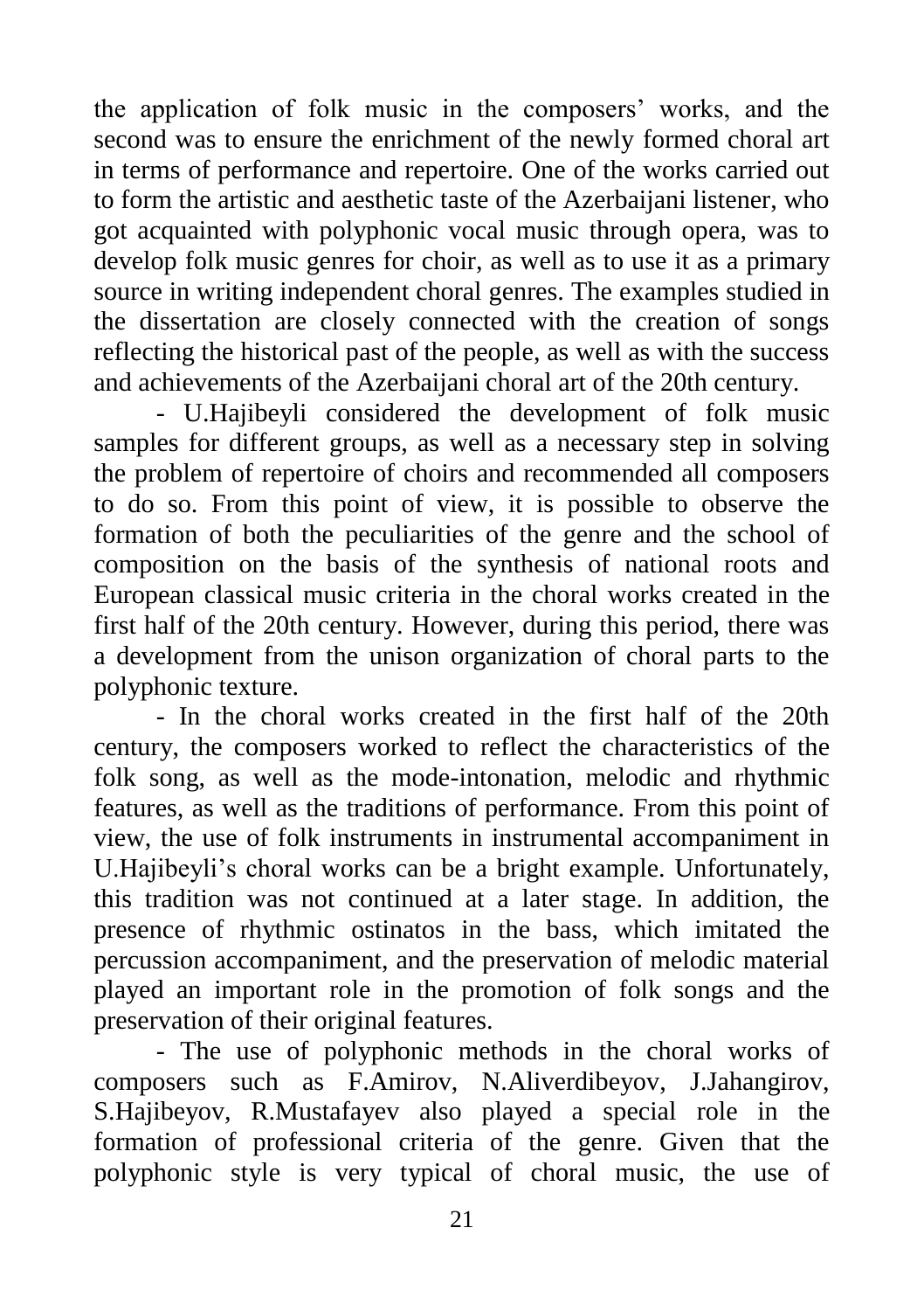the application of folk music in the composers' works, and the second was to ensure the enrichment of the newly formed choral art in terms of performance and repertoire. One of the works carried out to form the artistic and aesthetic taste of the Azerbaijani listener, who got acquainted with polyphonic vocal music through opera, was to develop folk music genres for choir, as well as to use it as a primary source in writing independent choral genres. The examples studied in the dissertation are closely connected with the creation of songs reflecting the historical past of the people, as well as with the success and achievements of the Azerbaijani choral art of the 20th century.

- U.Hajibeyli considered the development of folk music samples for different groups, as well as a necessary step in solving the problem of repertoire of choirs and recommended all composers to do so. From this point of view, it is possible to observe the formation of both the peculiarities of the genre and the school of composition on the basis of the synthesis of national roots and European classical music criteria in the choral works created in the first half of the 20th century. However, during this period, there was a development from the unison organization of choral parts to the polyphonic texture.

- In the choral works created in the first half of the 20th century, the composers worked to reflect the characteristics of the folk song, as well as the mode-intonation, melodic and rhythmic features, as well as the traditions of performance. From this point of view, the use of folk instruments in instrumental accompaniment in U.Hajibeyli's choral works can be a bright example. Unfortunately, this tradition was not continued at a later stage. In addition, the presence of rhythmic ostinatos in the bass, which imitated the percussion accompaniment, and the preservation of melodic material played an important role in the promotion of folk songs and the preservation of their original features.

- The use of polyphonic methods in the choral works of composers such as F.Amirov, N.Aliverdibeyov, J.Jahangirov, S.Hajibeyov, R.Mustafayev also played a special role in the formation of professional criteria of the genre. Given that the polyphonic style is very typical of choral music, the use of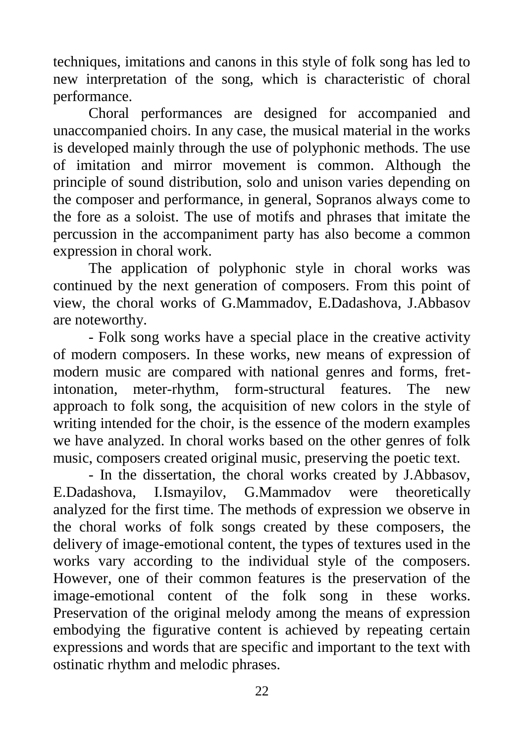techniques, imitations and canons in this style of folk song has led to new interpretation of the song, which is characteristic of choral performance.

Choral performances are designed for accompanied and unaccompanied choirs. In any case, the musical material in the works is developed mainly through the use of polyphonic methods. The use of imitation and mirror movement is common. Although the principle of sound distribution, solo and unison varies depending on the composer and performance, in general, Sopranos always come to the fore as a soloist. The use of motifs and phrases that imitate the percussion in the accompaniment party has also become a common expression in choral work.

The application of polyphonic style in choral works was continued by the next generation of composers. From this point of view, the choral works of G.Mammadov, E.Dadashova, J.Abbasov are noteworthy.

- Folk song works have a special place in the creative activity of modern composers. In these works, new means of expression of modern music are compared with national genres and forms, fret-intonation, meter-rhythm, form-structural features. The new approach to folk song, the acquisition of new colors in the style of writing intended for the choir, is the essence of the modern examples we have analyzed. In choral works based on the other genres of folk music, composers created original music, preserving the poetic text.

- In the dissertation, the choral works created by J.Abbasov, E.Dadashova, I.Ismayilov, G.Mammadov were theoretically analyzed for the first time. The methods of expression we observe in the choral works of folk songs created by these composers, the delivery of image-emotional content, the types of textures used in the works vary according to the individual style of the composers. However, one of their common features is the preservation of the image-emotional content of the folk song in these works. Preservation of the original melody among the means of expression embodying the figurative content is achieved by repeating certain expressions and words that are specific and important to the text with ostinatic rhythm and melodic phrases.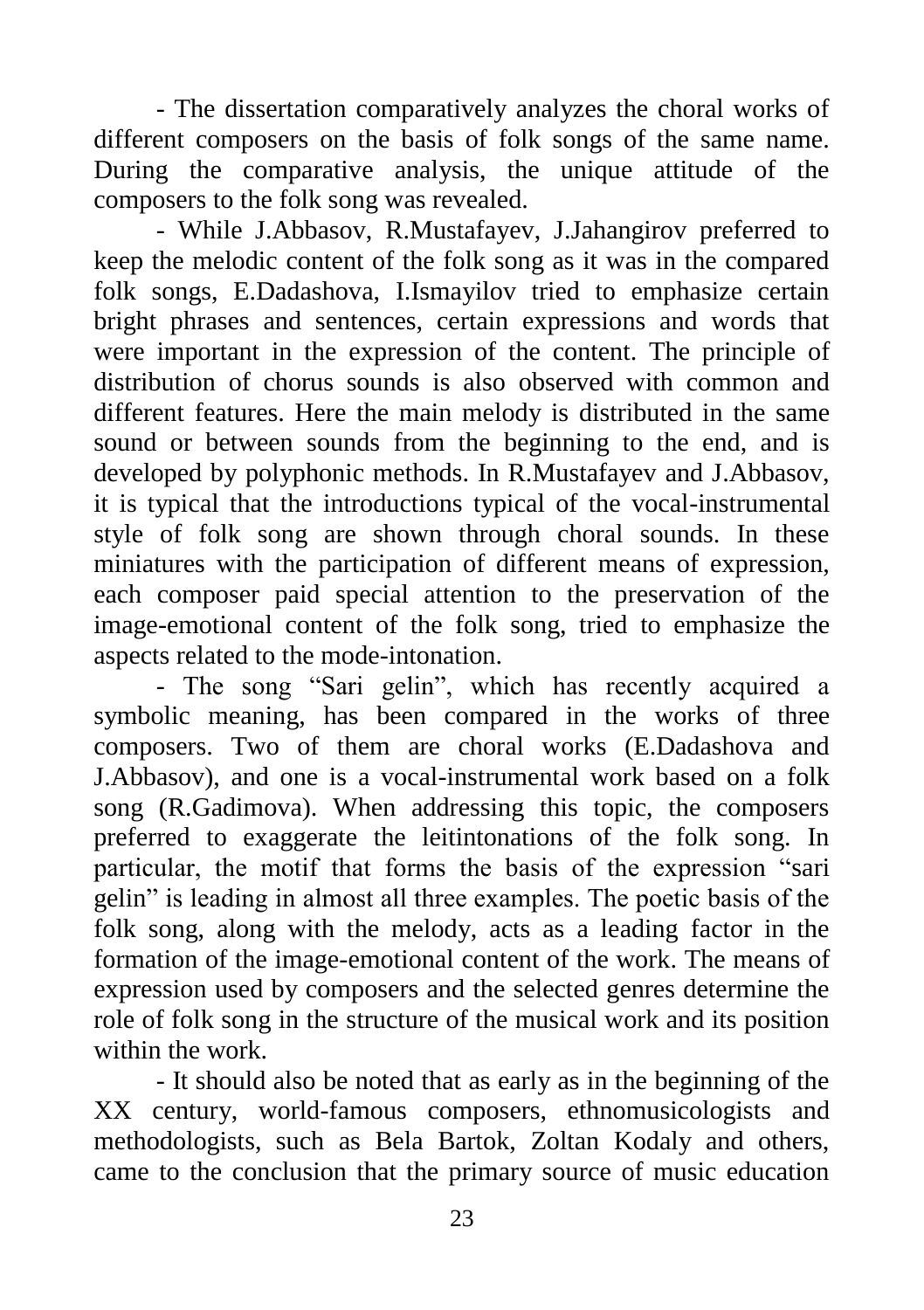- The dissertation comparatively analyzes the choral works of different composers on the basis of folk songs of the same name. During the comparative analysis, the unique attitude of the composers to the folk song was revealed.

- While J.Abbasov, R.Mustafayev, J.Jahangirov preferred to keep the melodic content of the folk song as it was in the compared folk songs, E.Dadashova, I.Ismayilov tried to emphasize certain bright phrases and sentences, certain expressions and words that were important in the expression of the content. The principle of distribution of chorus sounds is also observed with common and different features. Here the main melody is distributed in the same sound or between sounds from the beginning to the end, and is developed by polyphonic methods. In R.Mustafayev and J.Abbasov, it is typical that the introductions typical of the vocal-instrumental style of folk song are shown through choral sounds. In these miniatures with the participation of different means of expression, each composer paid special attention to the preservation of the image-emotional content of the folk song, tried to emphasize the aspects related to the mode-intonation.

- The song "Sari gelin", which has recently acquired a symbolic meaning, has been compared in the works of three composers. Two of them are choral works (E.Dadashova and J.Abbasov), and one is a vocal-instrumental work based on a folk song (R.Gadimova). When addressing this topic, the composers preferred to exaggerate the leitintonations of the folk song. In particular, the motif that forms the basis of the expression "sari gelin" is leading in almost all three examples. The poetic basis of the folk song, along with the melody, acts as a leading factor in the formation of the image-emotional content of the work. The means of expression used by composers and the selected genres determine the role of folk song in the structure of the musical work and its position within the work.

- It should also be noted that as early as in the beginning of the XX century, world-famous composers, ethnomusicologists and methodologists, such as Bela Bartok, Zoltan Kodaly and others, came to the conclusion that the primary source of music education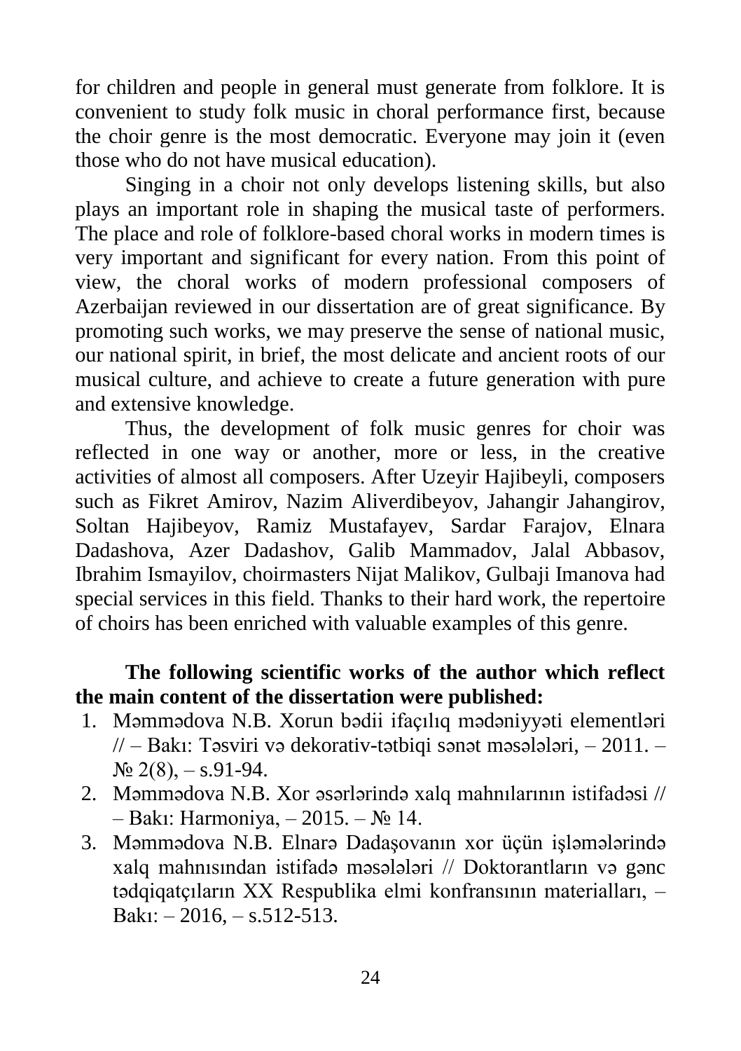for children and people in general must generate from folklore. It is convenient to study folk music in choral performance first, because the choir genre is the most democratic. Everyone may join it (even those who do not have musical education).

Singing in a choir not only develops listening skills, but also plays an important role in shaping the musical taste of performers. The place and role of folklore-based choral works in modern times is very important and significant for every nation. From this point of view, the choral works of modern professional composers of Azerbaijan reviewed in our dissertation are of great significance. By promoting such works, we may preserve the sense of national music, our national spirit, in brief, the most delicate and ancient roots of our musical culture, and achieve to create a future generation with pure and extensive knowledge.

Thus, the development of folk music genres for choir was reflected in one way or another, more or less, in the creative activities of almost all composers. After Uzeyir Hajibeyli, composers such as Fikret Amirov, Nazim Aliverdibeyov, Jahangir Jahangirov, Soltan Hajibeyov, Ramiz Mustafayev, Sardar Farajov, Elnara Dadashova, Azer Dadashov, Galib Mammadov, Jalal Abbasov, Ibrahim Ismayilov, choirmasters Nijat Malikov, Gulbaji Imanova had special services in this field. Thanks to their hard work, the repertoire of choirs has been enriched with valuable examples of this genre.

**The following scientific works of the author which reflect the main content of the dissertation were published:**

1. Məmmədova N.B. Xorun bədii ifaçılıq mədəniyyəti elementləri // – Bakı: Təsviri və dekorativ-tətbiqi sənət məsələləri, – 2011. – № 2(8), – s.91-94.
2. Məmmədova N.B. Xor əsərlərində xalq mahnılarının istifadəsi // – Bakı: Harmoniya, – 2015. – № 14.
3. Məmmədova N.B. Elnarə Dadaşovanın xor üçün işləmələrində xalq mahnısından istifadə məsələləri // Doktorantların və gənc tədqiqatçıların XX Respublika elmi konfransının materialları, – Bakı: – 2016, – s.512-513.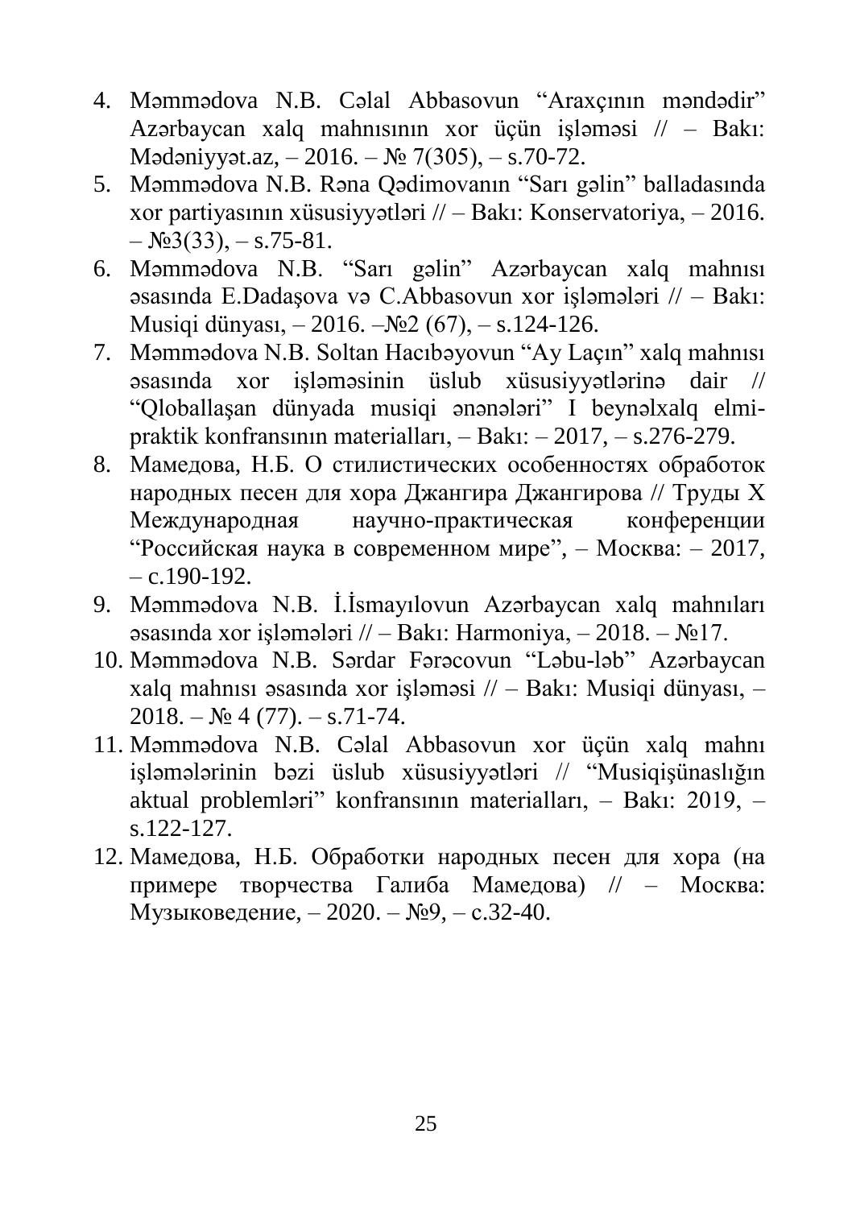4. Məmmədova N.B. Cəlal Abbasovun "Araxçının məndədir" Azərbaycan xalq mahnısının xor üçün işləməsi // – Bakı: Mədəniyyət.az, – 2016. – № 7(305), – s.70-72.
5. Məmmədova N.B. Rəna Qədimovanın "Sarı gəlin" balladasında xor partiyasının xüsusiyyətləri // – Bakı: Konservatoriya, – 2016. – №3(33), – s.75-81.
6. Məmmədova N.B. "Sarı gəlin" Azərbaycan xalq mahnısı əsasında E.Dadaşova və C.Abbasovun xor işləmələri // – Bakı: Musiqi dünyası, – 2016. –№2 (67), – s.124-126.
7. Məmmədova N.B. Soltan Hacıbəyovun "Ay Laçın" xalq mahnısı əsasında xor işləməsinin üslub xüsusiyyətlərinə dair // "Qloballaşan dünyada musiqi ənənələri" I beynəlxalq elmi-praktik konfransının materialları, – Bakı: – 2017, – s.276-279.
8. Мамедова, Н.Б. О стилистических особенностях обработок народных песен для хора Джангира Джангирова // Труды X Международная научно-практическая конференции "Российская наука в современном мире", – Москва: – 2017, – с.190-192.
9. Məmmədova N.B. İ.İsmayılovun Azərbaycan xalq mahnıları əsasında xor işləmələri // – Bakı: Harmoniya, – 2018. – №17.
10. Məmmədova N.B. Sərdar Fərəcovun "Ləbu-ləb" Azərbaycan xalq mahnısı əsasında xor işləməsi // – Bakı: Musiqi dünyası, – 2018. – № 4 (77). – s.71-74.
11. Məmmədova N.B. Cəlal Abbasovun xor üçün xalq mahnı işləmələrinin bəzi üslub xüsusiyyətləri // "Musiqişünaslığın aktual problemləri" konfransının materialları, – Bakı: 2019, – s.122-127.
12. Мамедова, Н.Б. Обработки народных песен для хора (на примере творчества Галиба Мамедова) // – Москва: Музыковедение, – 2020. – №9, – с.32-40.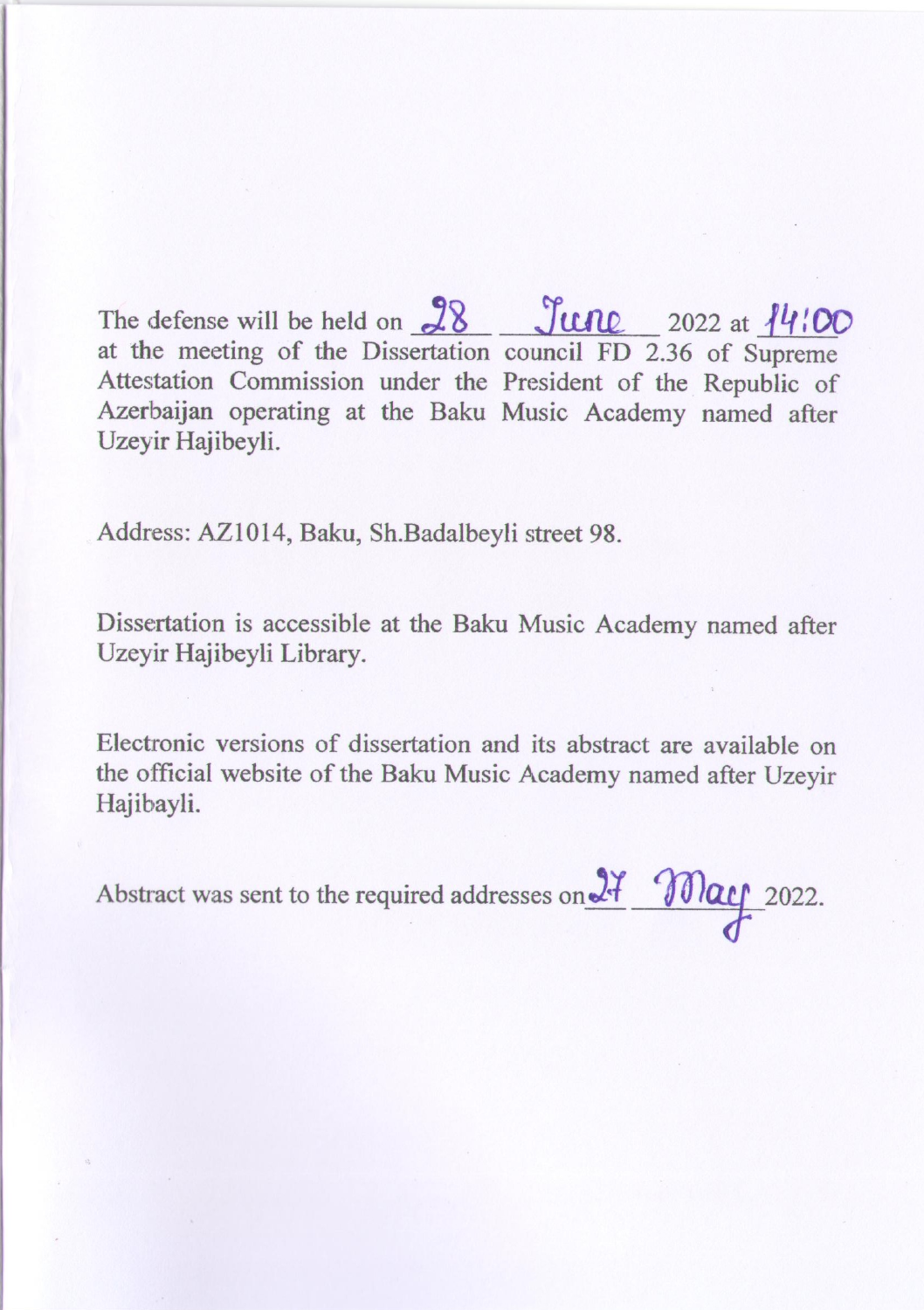The defense will be held on 28 June 2022 at 14:00 at the meeting of the Dissertation council FD 2.36 of Supreme Attestation Commission under the President of the Republic of Azerbaijan operating at the Baku Music Academy named after Uzeyir Hajibeyli.

Address: AZ1014, Baku, Sh.Badalbeyli street 98.

Dissertation is accessible at the Baku Music Academy named after Uzeyir Hajibeyli Library.

Electronic versions of dissertation and its abstract are available on the official website of the Baku Music Academy named after Uzeyir Hajibayli.

Abstract was sent to the required addresses on 27 May 2022.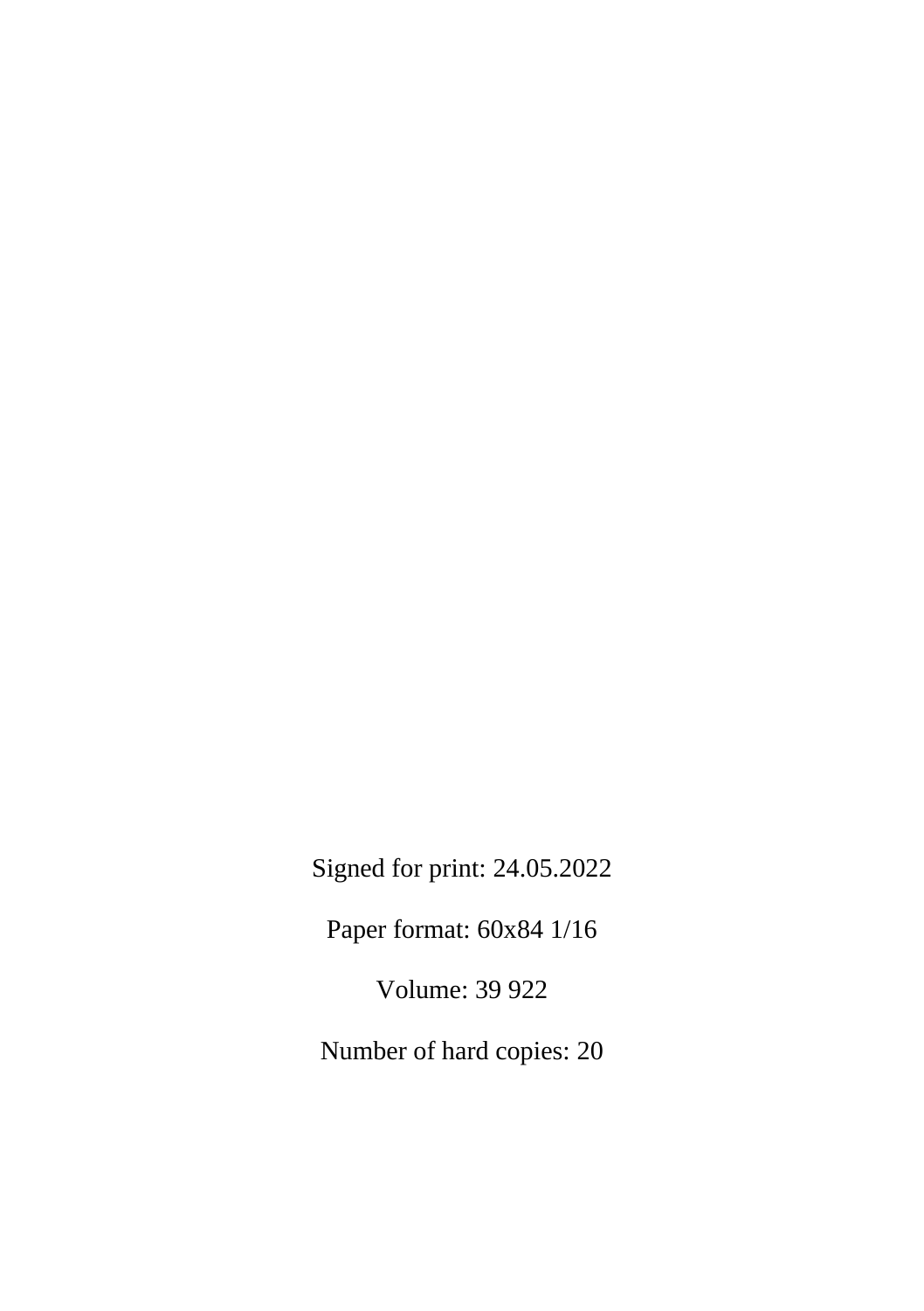Signed for print: 24.05.2022

Paper format: 60x84 1/16

Volume: 39 922

Number of hard copies: 20